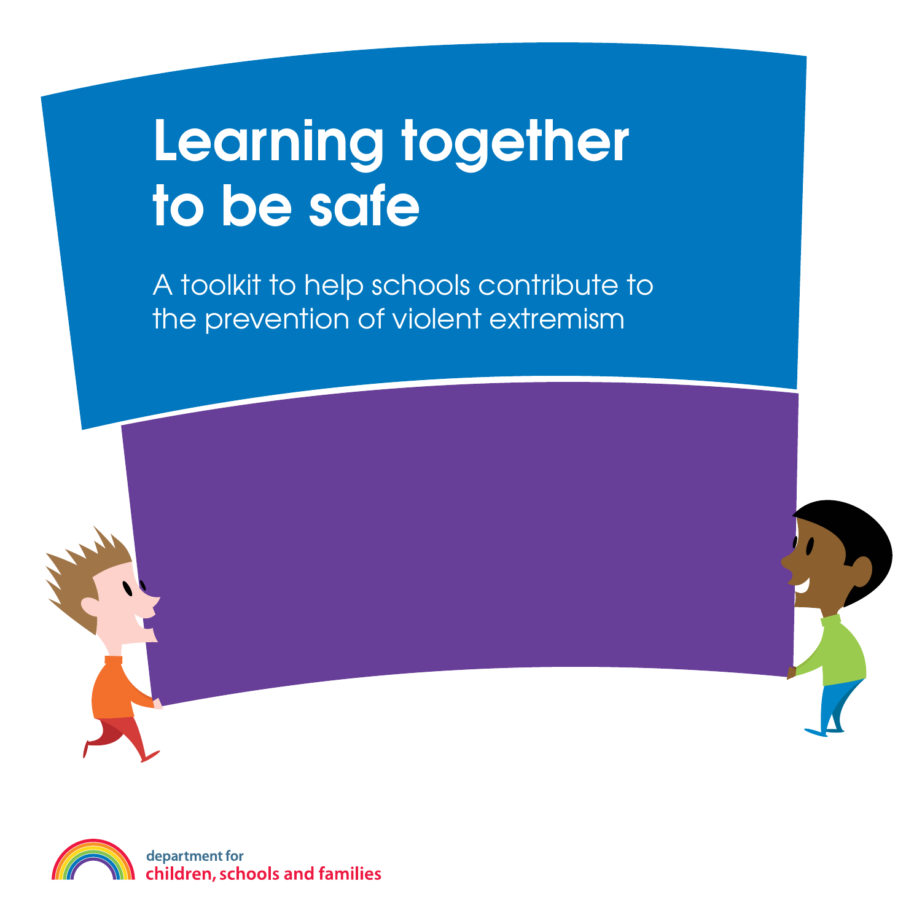# Learning together to be safe

A toolkit to help schools contribute to the prevention of violent extremism

department for
children, schools and families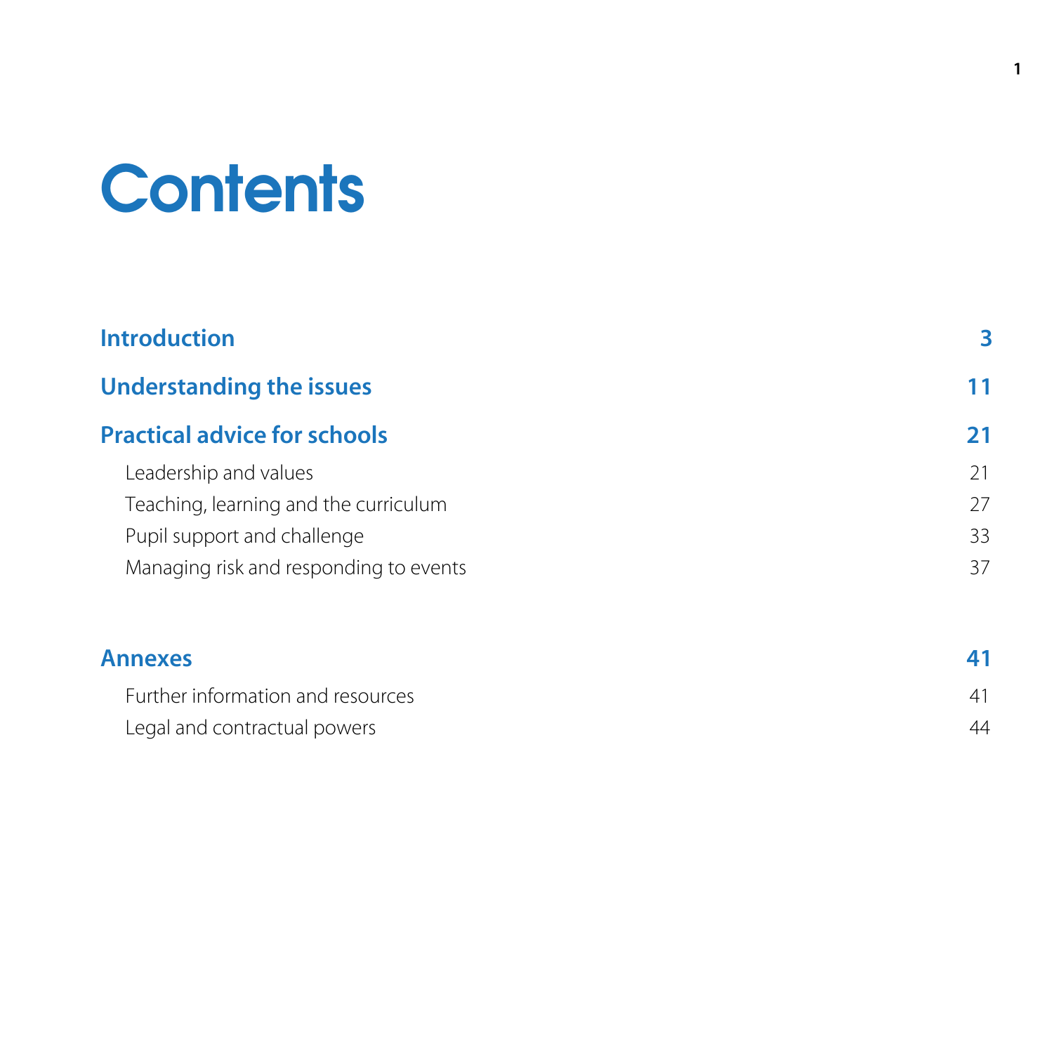# Contents

| | |
|---|---|
| **Introduction** | **3** |
| **Understanding the issues** | **11** |
| **Practical advice for schools** | **21** |
| Leadership and values | 21 |
| Teaching, learning and the curriculum | 27 |
| Pupil support and challenge | 33 |
| Managing risk and responding to events | 37 |
| **Annexes** | **41** |
| Further information and resources | 41 |
| Legal and contractual powers | 44 |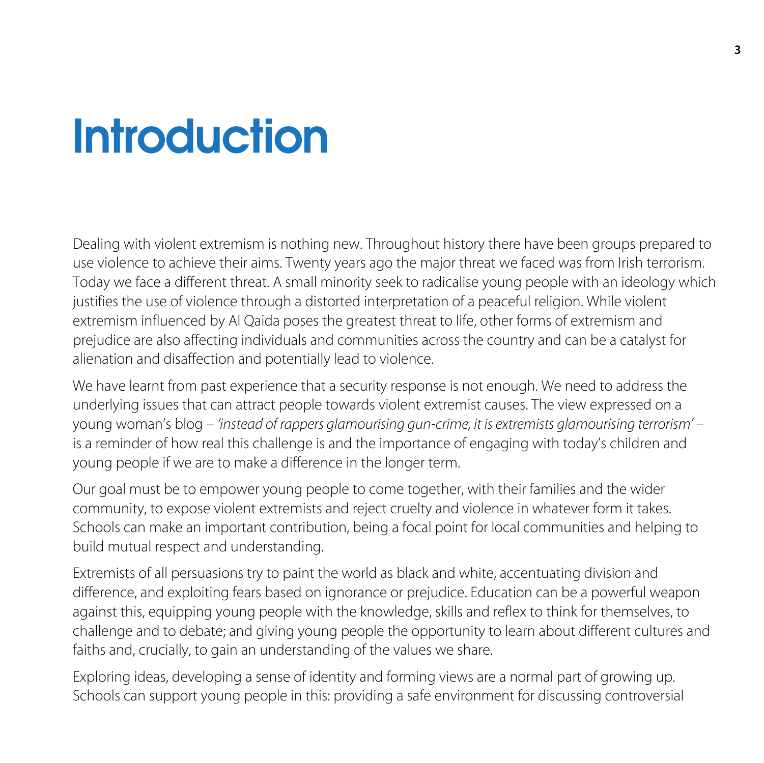# Introduction

Dealing with violent extremism is nothing new. Throughout history there have been groups prepared to use violence to achieve their aims. Twenty years ago the major threat we faced was from Irish terrorism. Today we face a different threat. A small minority seek to radicalise young people with an ideology which justifies the use of violence through a distorted interpretation of a peaceful religion. While violent extremism influenced by Al Qaida poses the greatest threat to life, other forms of extremism and prejudice are also affecting individuals and communities across the country and can be a catalyst for alienation and disaffection and potentially lead to violence.

We have learnt from past experience that a security response is not enough. We need to address the underlying issues that can attract people towards violent extremist causes. The view expressed on a young woman's blog – *'instead of rappers glamourising gun-crime, it is extremists glamourising terrorism'* – is a reminder of how real this challenge is and the importance of engaging with today's children and young people if we are to make a difference in the longer term.

Our goal must be to empower young people to come together, with their families and the wider community, to expose violent extremists and reject cruelty and violence in whatever form it takes. Schools can make an important contribution, being a focal point for local communities and helping to build mutual respect and understanding.

Extremists of all persuasions try to paint the world as black and white, accentuating division and difference, and exploiting fears based on ignorance or prejudice. Education can be a powerful weapon against this, equipping young people with the knowledge, skills and reflex to think for themselves, to challenge and to debate; and giving young people the opportunity to learn about different cultures and faiths and, crucially, to gain an understanding of the values we share.

Exploring ideas, developing a sense of identity and forming views are a normal part of growing up. Schools can support young people in this: providing a safe environment for discussing controversial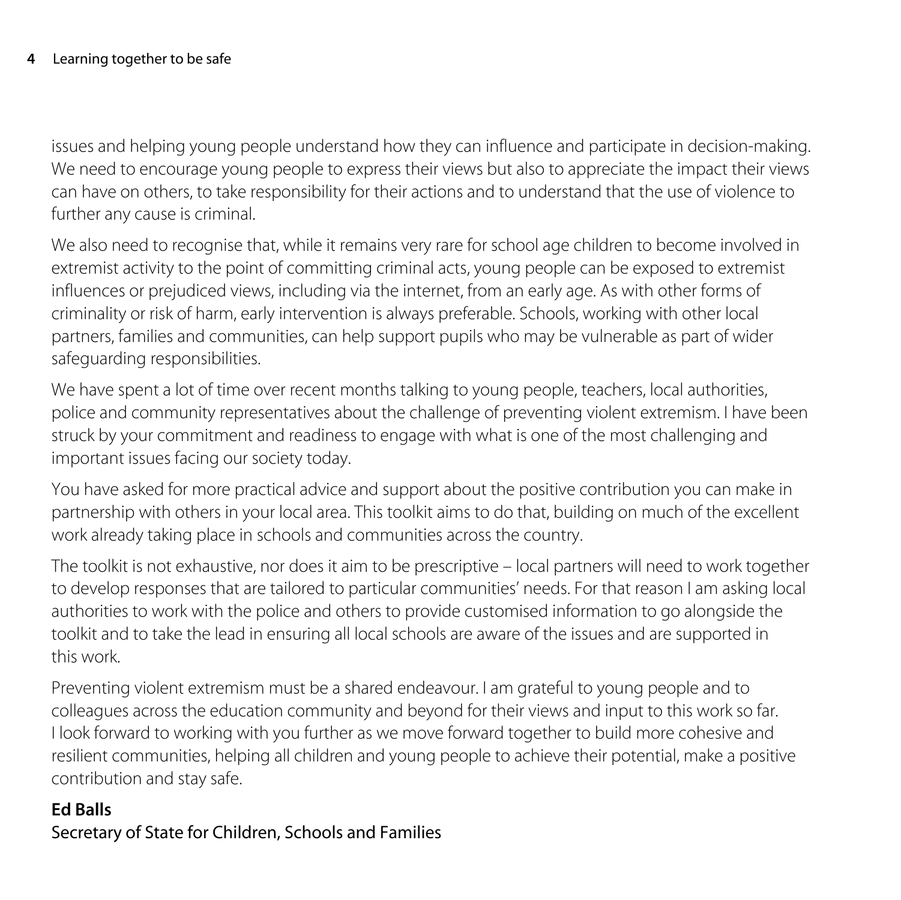issues and helping young people understand how they can influence and participate in decision-making. We need to encourage young people to express their views but also to appreciate the impact their views can have on others, to take responsibility for their actions and to understand that the use of violence to further any cause is criminal.

We also need to recognise that, while it remains very rare for school age children to become involved in extremist activity to the point of committing criminal acts, young people can be exposed to extremist influences or prejudiced views, including via the internet, from an early age. As with other forms of criminality or risk of harm, early intervention is always preferable. Schools, working with other local partners, families and communities, can help support pupils who may be vulnerable as part of wider safeguarding responsibilities.

We have spent a lot of time over recent months talking to young people, teachers, local authorities, police and community representatives about the challenge of preventing violent extremism. I have been struck by your commitment and readiness to engage with what is one of the most challenging and important issues facing our society today.

You have asked for more practical advice and support about the positive contribution you can make in partnership with others in your local area. This toolkit aims to do that, building on much of the excellent work already taking place in schools and communities across the country.

The toolkit is not exhaustive, nor does it aim to be prescriptive – local partners will need to work together to develop responses that are tailored to particular communities' needs. For that reason I am asking local authorities to work with the police and others to provide customised information to go alongside the toolkit and to take the lead in ensuring all local schools are aware of the issues and are supported in this work.

Preventing violent extremism must be a shared endeavour. I am grateful to young people and to colleagues across the education community and beyond for their views and input to this work so far. I look forward to working with you further as we move forward together to build more cohesive and resilient communities, helping all children and young people to achieve their potential, make a positive contribution and stay safe.

**Ed Balls**
Secretary of State for Children, Schools and Families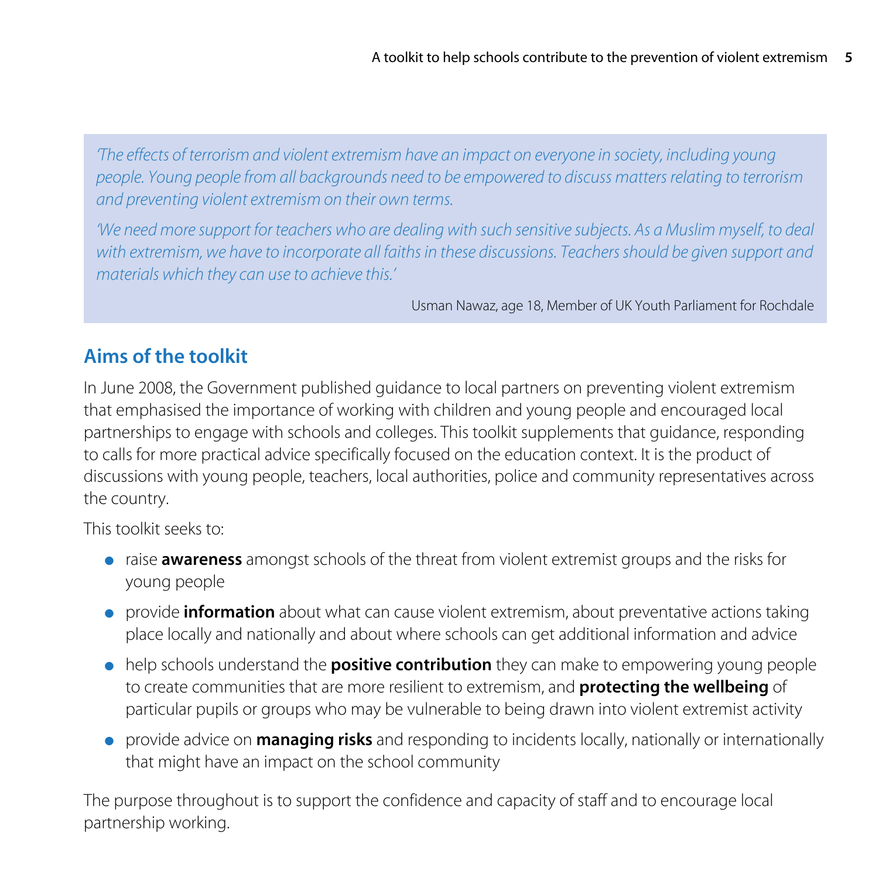> *'The effects of terrorism and violent extremism have an impact on everyone in society, including young people. Young people from all backgrounds need to be empowered to discuss matters relating to terrorism and preventing violent extremism on their own terms.*
>
> *'We need more support for teachers who are dealing with such sensitive subjects. As a Muslim myself, to deal with extremism, we have to incorporate all faiths in these discussions. Teachers should be given support and materials which they can use to achieve this.'*
>
> Usman Nawaz, age 18, Member of UK Youth Parliament for Rochdale

## Aims of the toolkit

In June 2008, the Government published guidance to local partners on preventing violent extremism that emphasised the importance of working with children and young people and encouraged local partnerships to engage with schools and colleges. This toolkit supplements that guidance, responding to calls for more practical advice specifically focused on the education context. It is the product of discussions with young people, teachers, local authorities, police and community representatives across the country.

This toolkit seeks to:

- raise **awareness** amongst schools of the threat from violent extremist groups and the risks for young people
- provide **information** about what can cause violent extremism, about preventative actions taking place locally and nationally and about where schools can get additional information and advice
- help schools understand the **positive contribution** they can make to empowering young people to create communities that are more resilient to extremism, and **protecting the wellbeing** of particular pupils or groups who may be vulnerable to being drawn into violent extremist activity
- provide advice on **managing risks** and responding to incidents locally, nationally or internationally that might have an impact on the school community

The purpose throughout is to support the confidence and capacity of staff and to encourage local partnership working.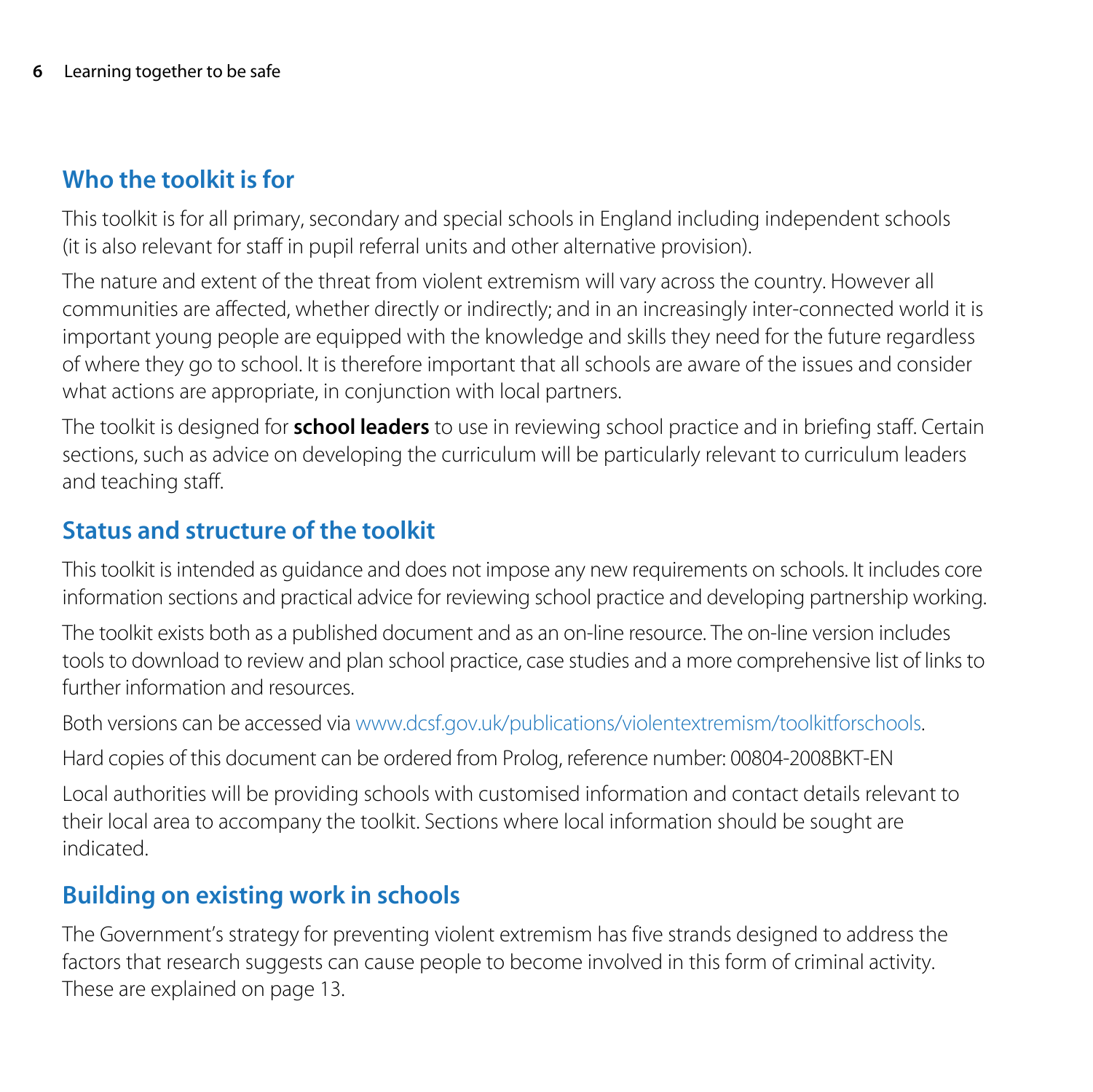## Who the toolkit is for

This toolkit is for all primary, secondary and special schools in England including independent schools (it is also relevant for staff in pupil referral units and other alternative provision).

The nature and extent of the threat from violent extremism will vary across the country. However all communities are affected, whether directly or indirectly; and in an increasingly inter-connected world it is important young people are equipped with the knowledge and skills they need for the future regardless of where they go to school. It is therefore important that all schools are aware of the issues and consider what actions are appropriate, in conjunction with local partners.

The toolkit is designed for **school leaders** to use in reviewing school practice and in briefing staff. Certain sections, such as advice on developing the curriculum will be particularly relevant to curriculum leaders and teaching staff.

## Status and structure of the toolkit

This toolkit is intended as guidance and does not impose any new requirements on schools. It includes core information sections and practical advice for reviewing school practice and developing partnership working.

The toolkit exists both as a published document and as an on-line resource. The on-line version includes tools to download to review and plan school practice, case studies and a more comprehensive list of links to further information and resources.

Both versions can be accessed via www.dcsf.gov.uk/publications/violentextremism/toolkitforschools.

Hard copies of this document can be ordered from Prolog, reference number: 00804-2008BKT-EN

Local authorities will be providing schools with customised information and contact details relevant to their local area to accompany the toolkit. Sections where local information should be sought are indicated.

## Building on existing work in schools

The Government's strategy for preventing violent extremism has five strands designed to address the factors that research suggests can cause people to become involved in this form of criminal activity. These are explained on page 13.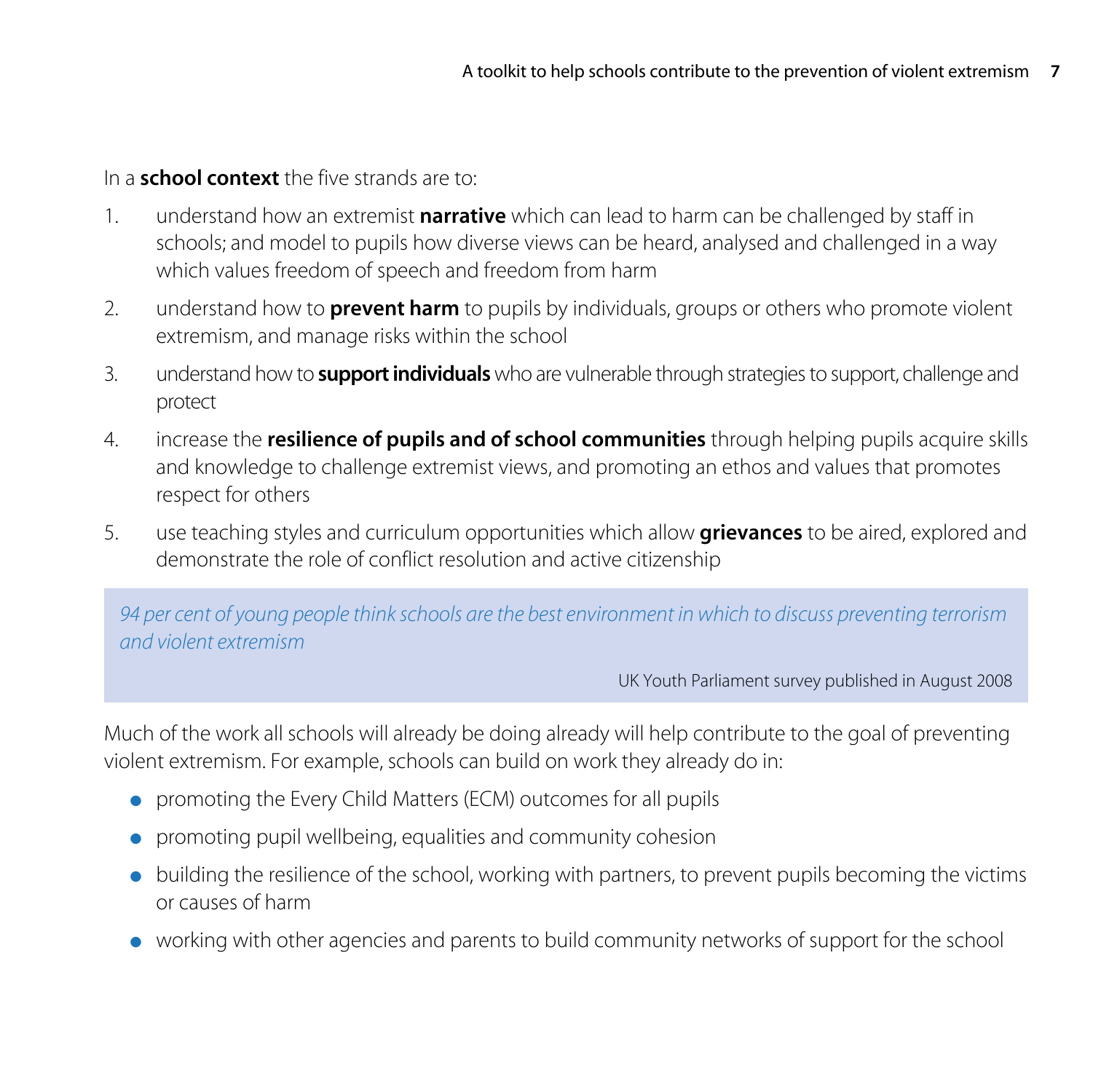In a **school context** the five strands are to:

1. understand how an extremist **narrative** which can lead to harm can be challenged by staff in schools; and model to pupils how diverse views can be heard, analysed and challenged in a way which values freedom of speech and freedom from harm
2. understand how to **prevent harm** to pupils by individuals, groups or others who promote violent extremism, and manage risks within the school
3. understand how to **support individuals** who are vulnerable through strategies to support, challenge and protect
4. increase the **resilience of pupils and of school communities** through helping pupils acquire skills and knowledge to challenge extremist views, and promoting an ethos and values that promotes respect for others
5. use teaching styles and curriculum opportunities which allow **grievances** to be aired, explored and demonstrate the role of conflict resolution and active citizenship

> *94 per cent of young people think schools are the best environment in which to discuss preventing terrorism and violent extremism*
>
> UK Youth Parliament survey published in August 2008

Much of the work all schools will already be doing already will help contribute to the goal of preventing violent extremism. For example, schools can build on work they already do in:

- promoting the Every Child Matters (ECM) outcomes for all pupils
- promoting pupil wellbeing, equalities and community cohesion
- building the resilience of the school, working with partners, to prevent pupils becoming the victims or causes of harm
- working with other agencies and parents to build community networks of support for the school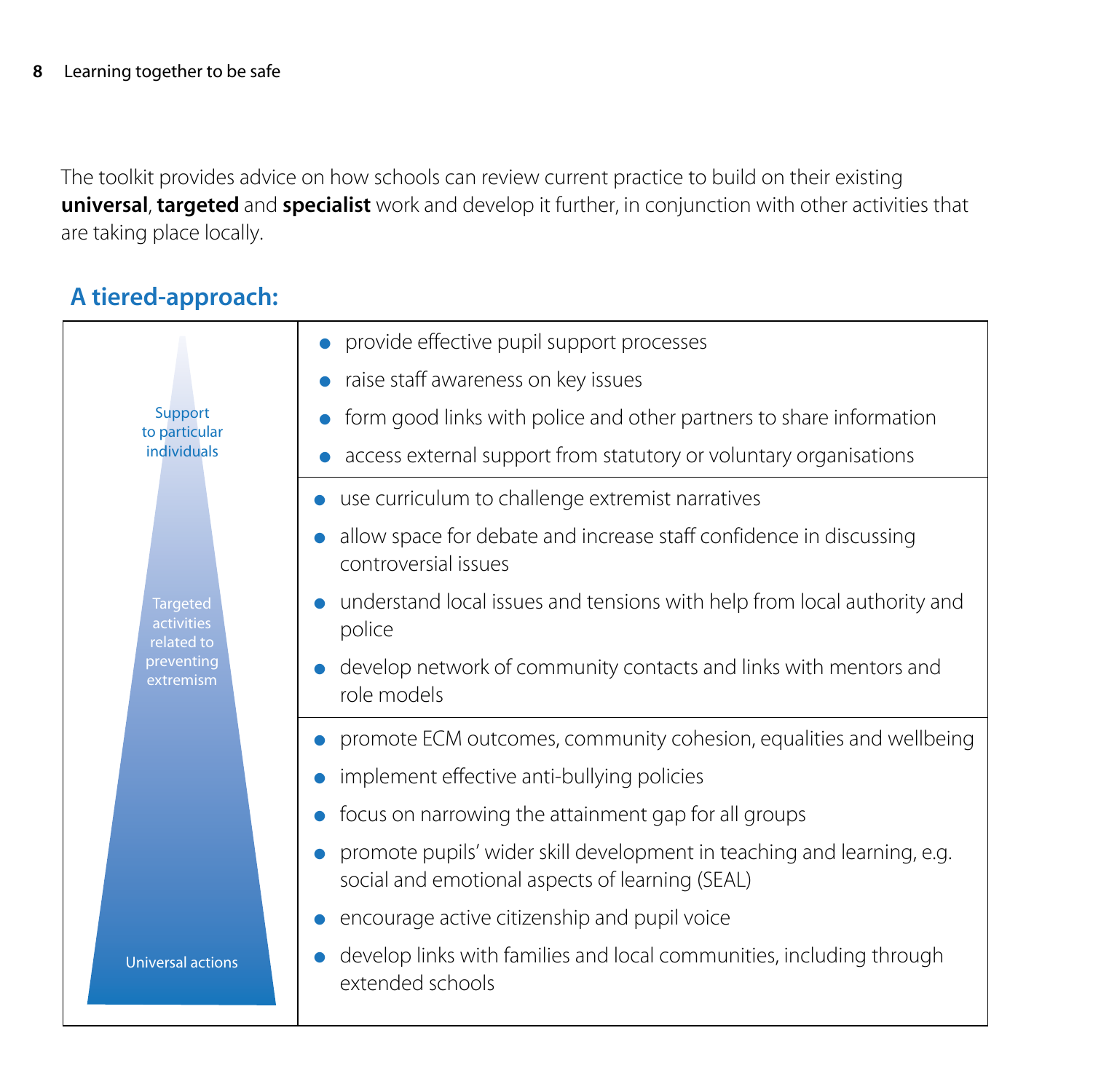The toolkit provides advice on how schools can review current practice to build on their existing **universal**, **targeted** and **specialist** work and develop it further, in conjunction with other activities that are taking place locally.

## A tiered-approach:

| Tier | Actions |
|---|---|
| Support to particular individuals | • provide effective pupil support processes<br>• raise staff awareness on key issues<br>• form good links with police and other partners to share information<br>• access external support from statutory or voluntary organisations |
| Targeted activities related to preventing extremism | • use curriculum to challenge extremist narratives<br>• allow space for debate and increase staff confidence in discussing controversial issues<br>• understand local issues and tensions with help from local authority and police<br>• develop network of community contacts and links with mentors and role models |
| Universal actions | • promote ECM outcomes, community cohesion, equalities and wellbeing<br>• implement effective anti-bullying policies<br>• focus on narrowing the attainment gap for all groups<br>• promote pupils' wider skill development in teaching and learning, e.g. social and emotional aspects of learning (SEAL)<br>• encourage active citizenship and pupil voice<br>• develop links with families and local communities, including through extended schools |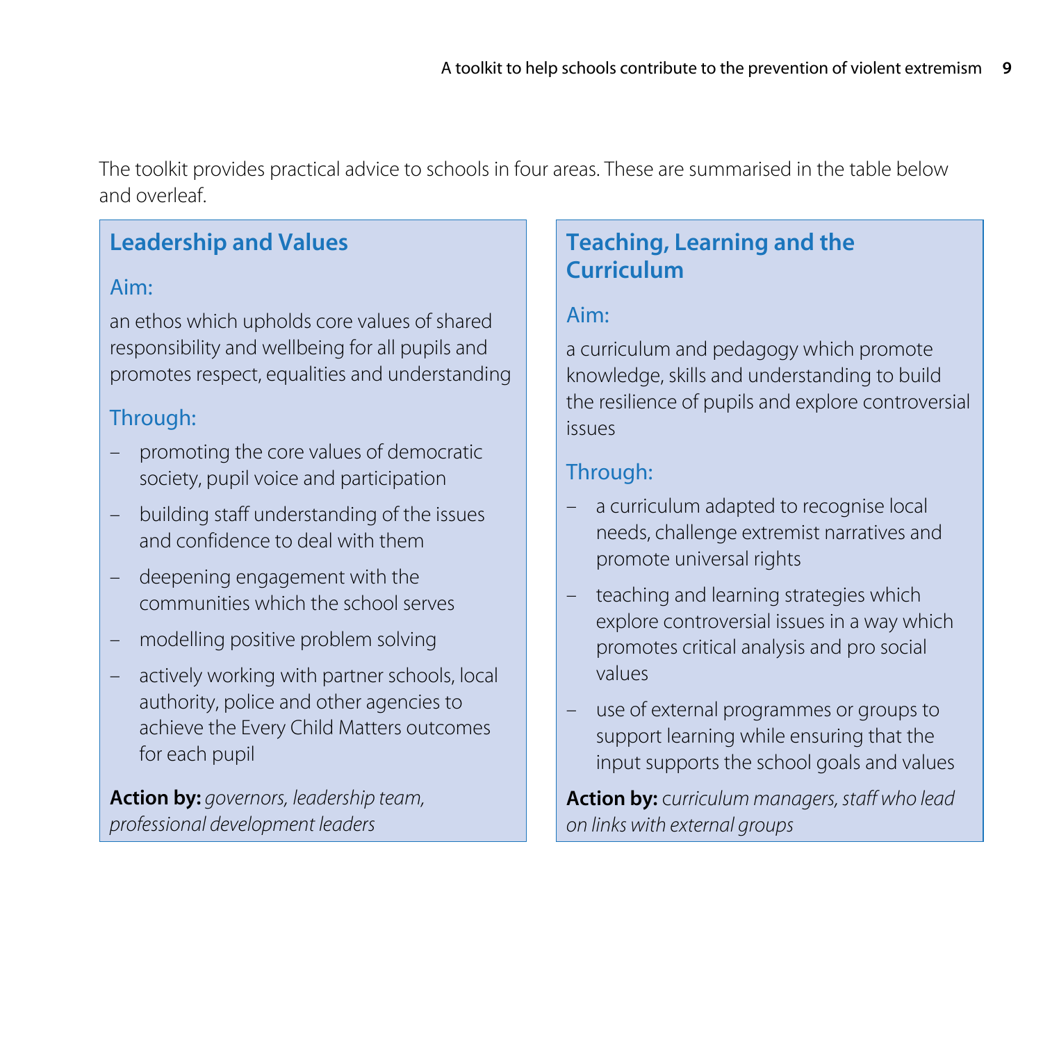The toolkit provides practical advice to schools in four areas. These are summarised in the table below and overleaf.

## Leadership and Values

### Aim:

an ethos which upholds core values of shared responsibility and wellbeing for all pupils and promotes respect, equalities and understanding

### Through:

- promoting the core values of democratic society, pupil voice and participation
- building staff understanding of the issues and confidence to deal with them
- deepening engagement with the communities which the school serves
- modelling positive problem solving
- actively working with partner schools, local authority, police and other agencies to achieve the Every Child Matters outcomes for each pupil

**Action by:** *governors, leadership team, professional development leaders*

## Teaching, Learning and the Curriculum

### Aim:

a curriculum and pedagogy which promote knowledge, skills and understanding to build the resilience of pupils and explore controversial issues

### Through:

- a curriculum adapted to recognise local needs, challenge extremist narratives and promote universal rights
- teaching and learning strategies which explore controversial issues in a way which promotes critical analysis and pro social values
- use of external programmes or groups to support learning while ensuring that the input supports the school goals and values

**Action by:** *curriculum managers, staff who lead on links with external groups*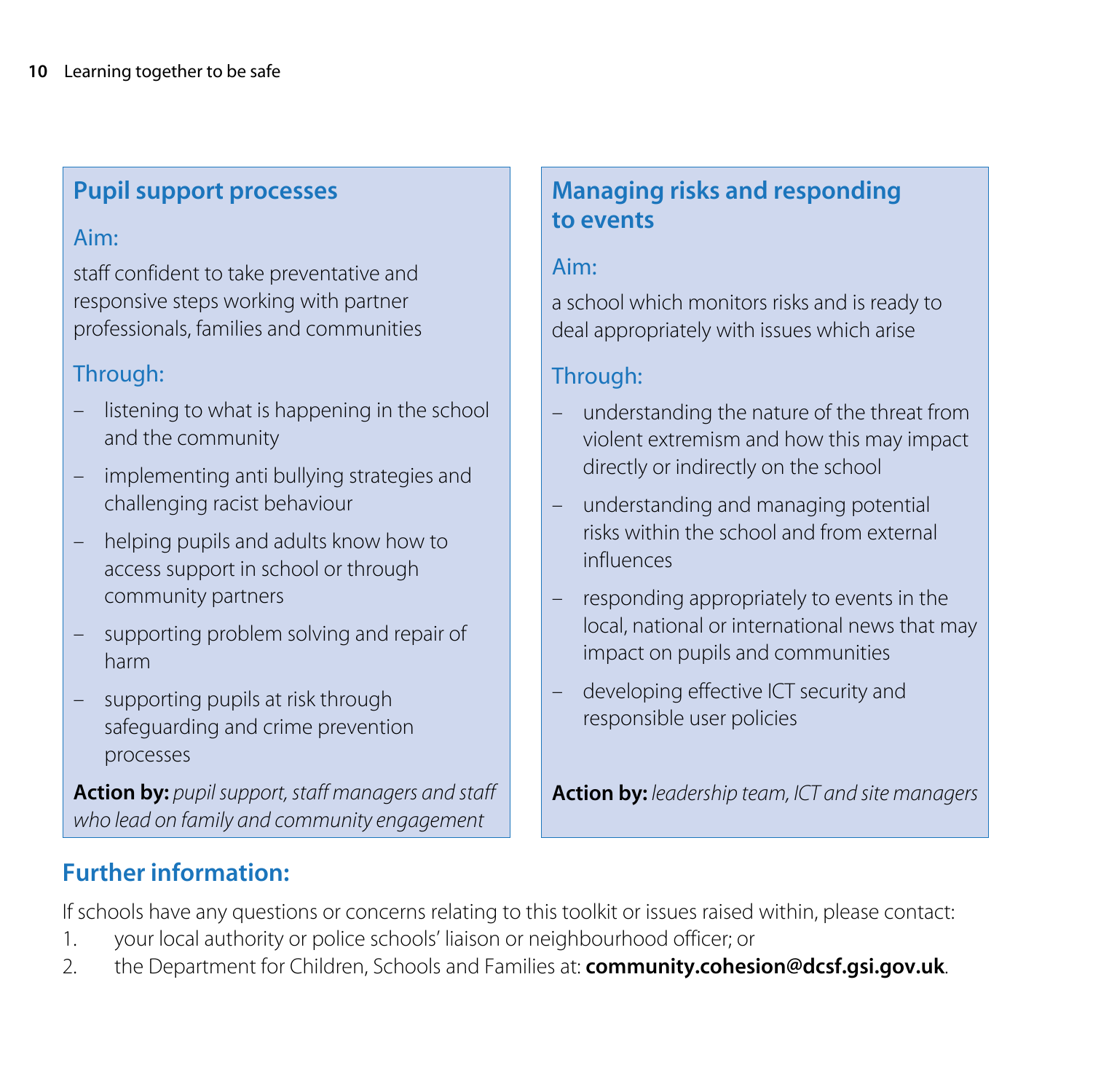### Pupil support processes

Aim:

staff confident to take preventative and responsive steps working with partner professionals, families and communities

Through:

- listening to what is happening in the school and the community
- implementing anti bullying strategies and challenging racist behaviour
- helping pupils and adults know how to access support in school or through community partners
- supporting problem solving and repair of harm
- supporting pupils at risk through safeguarding and crime prevention processes

**Action by:** *pupil support, staff managers and staff who lead on family and community engagement*

### Managing risks and responding to events

Aim:

a school which monitors risks and is ready to deal appropriately with issues which arise

Through:

- understanding the nature of the threat from violent extremism and how this may impact directly or indirectly on the school
- understanding and managing potential risks within the school and from external influences
- responding appropriately to events in the local, national or international news that may impact on pupils and communities
- developing effective ICT security and responsible user policies

**Action by:** *leadership team, ICT and site managers*

## Further information:

If schools have any questions or concerns relating to this toolkit or issues raised within, please contact:

1. your local authority or police schools' liaison or neighbourhood officer; or
2. the Department for Children, Schools and Families at: **community.cohesion@dcsf.gsi.gov.uk**.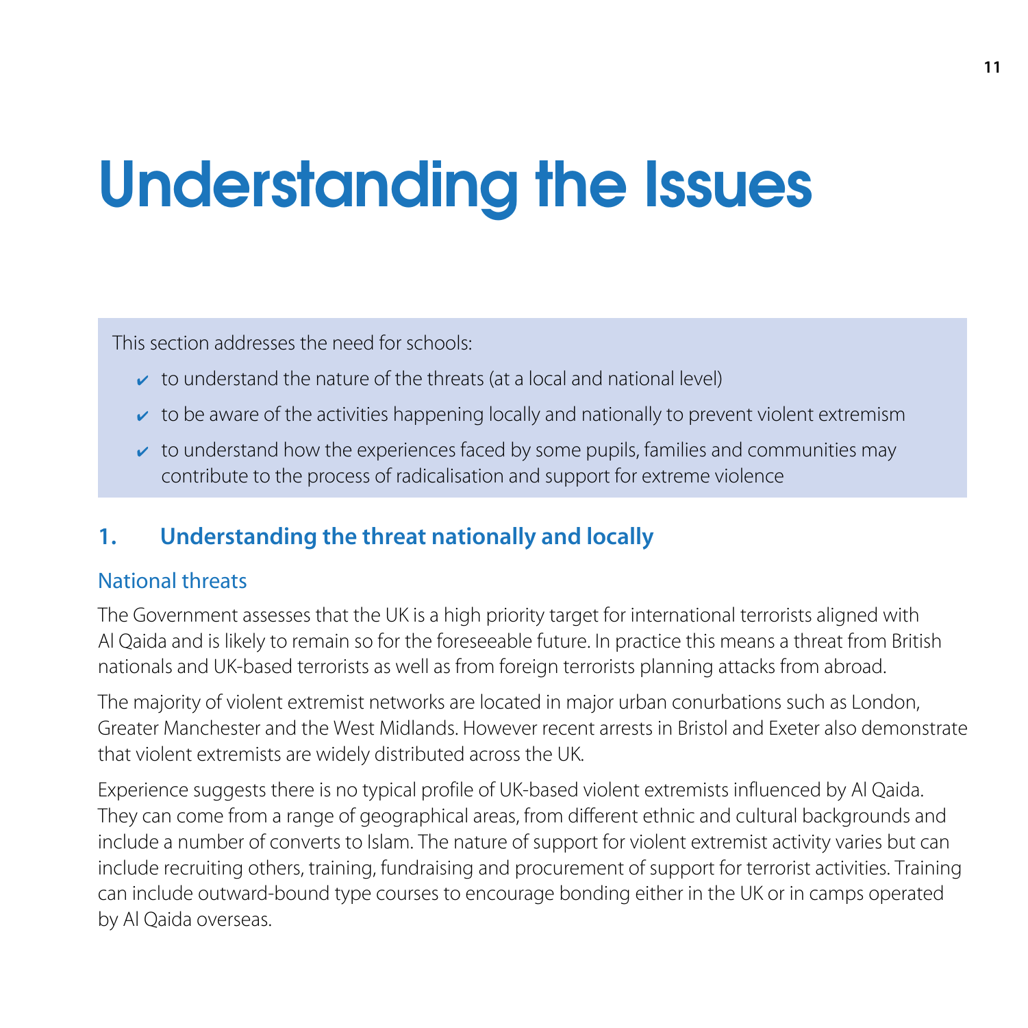# Understanding the Issues

This section addresses the need for schools:

- ✔ to understand the nature of the threats (at a local and national level)
- ✔ to be aware of the activities happening locally and nationally to prevent violent extremism
- ✔ to understand how the experiences faced by some pupils, families and communities may contribute to the process of radicalisation and support for extreme violence

## 1. Understanding the threat nationally and locally

### National threats

The Government assesses that the UK is a high priority target for international terrorists aligned with Al Qaida and is likely to remain so for the foreseeable future. In practice this means a threat from British nationals and UK-based terrorists as well as from foreign terrorists planning attacks from abroad.

The majority of violent extremist networks are located in major urban conurbations such as London, Greater Manchester and the West Midlands. However recent arrests in Bristol and Exeter also demonstrate that violent extremists are widely distributed across the UK.

Experience suggests there is no typical profile of UK-based violent extremists influenced by Al Qaida. They can come from a range of geographical areas, from different ethnic and cultural backgrounds and include a number of converts to Islam. The nature of support for violent extremist activity varies but can include recruiting others, training, fundraising and procurement of support for terrorist activities. Training can include outward-bound type courses to encourage bonding either in the UK or in camps operated by Al Qaida overseas.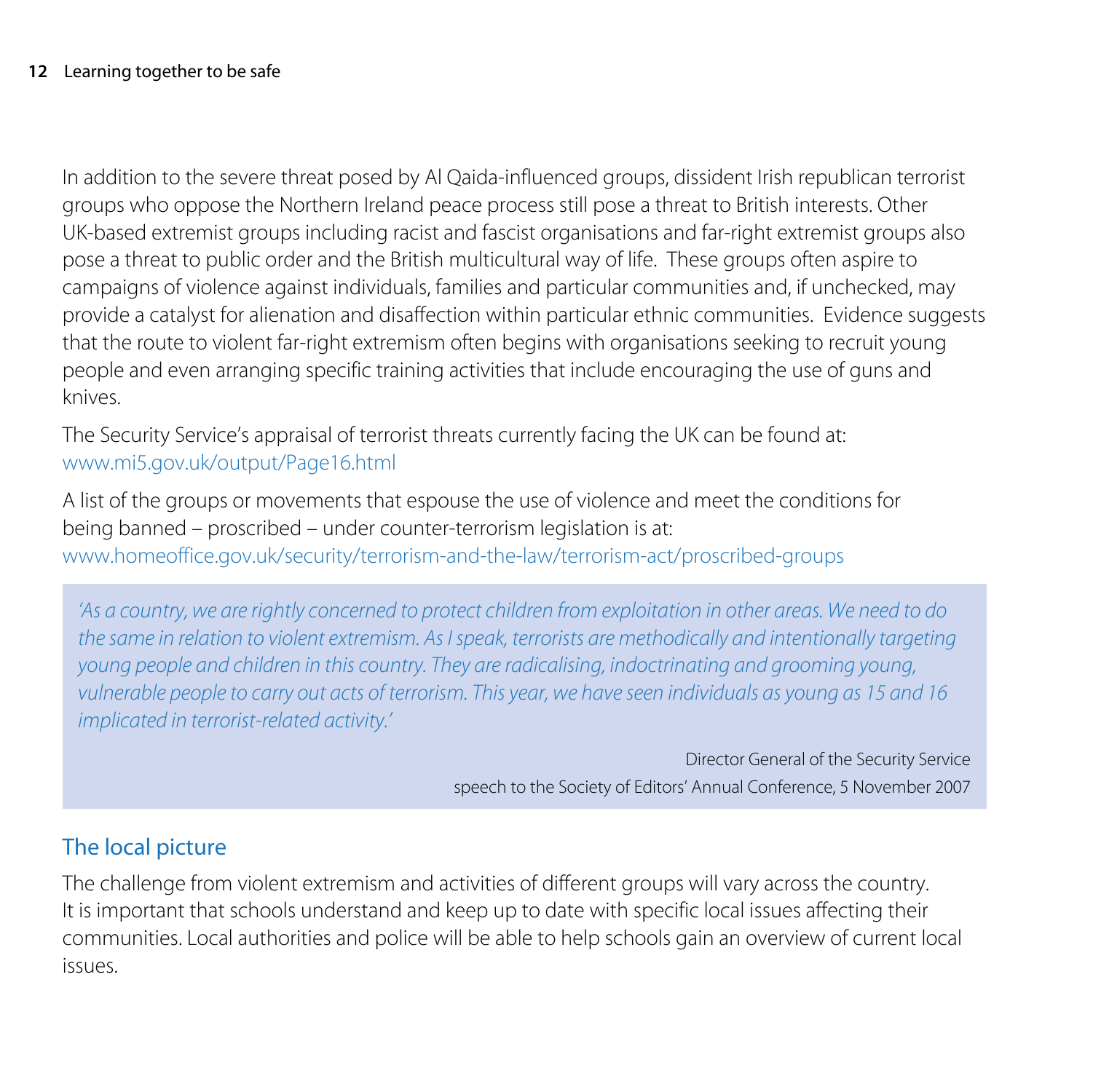In addition to the severe threat posed by Al Qaida-influenced groups, dissident Irish republican terrorist groups who oppose the Northern Ireland peace process still pose a threat to British interests. Other UK-based extremist groups including racist and fascist organisations and far-right extremist groups also pose a threat to public order and the British multicultural way of life. These groups often aspire to campaigns of violence against individuals, families and particular communities and, if unchecked, may provide a catalyst for alienation and disaffection within particular ethnic communities. Evidence suggests that the route to violent far-right extremism often begins with organisations seeking to recruit young people and even arranging specific training activities that include encouraging the use of guns and knives.

The Security Service's appraisal of terrorist threats currently facing the UK can be found at: www.mi5.gov.uk/output/Page16.html

A list of the groups or movements that espouse the use of violence and meet the conditions for being banned – proscribed – under counter-terrorism legislation is at: www.homeoffice.gov.uk/security/terrorism-and-the-law/terrorism-act/proscribed-groups

> *'As a country, we are rightly concerned to protect children from exploitation in other areas. We need to do the same in relation to violent extremism. As I speak, terrorists are methodically and intentionally targeting young people and children in this country. They are radicalising, indoctrinating and grooming young, vulnerable people to carry out acts of terrorism. This year, we have seen individuals as young as 15 and 16 implicated in terrorist-related activity.'*
>
> Director General of the Security Service
> speech to the Society of Editors' Annual Conference, 5 November 2007

## The local picture

The challenge from violent extremism and activities of different groups will vary across the country. It is important that schools understand and keep up to date with specific local issues affecting their communities. Local authorities and police will be able to help schools gain an overview of current local issues.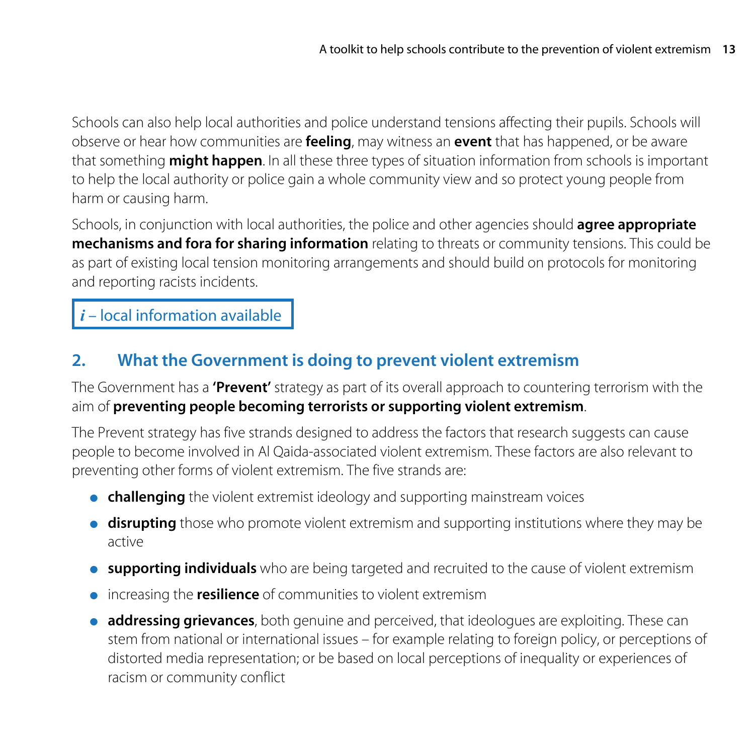Schools can also help local authorities and police understand tensions affecting their pupils. Schools will observe or hear how communities are **feeling**, may witness an **event** that has happened, or be aware that something **might happen**. In all these three types of situation information from schools is important to help the local authority or police gain a whole community view and so protect young people from harm or causing harm.

Schools, in conjunction with local authorities, the police and other agencies should **agree appropriate mechanisms and fora for sharing information** relating to threats or community tensions. This could be as part of existing local tension monitoring arrangements and should build on protocols for monitoring and reporting racists incidents.

*i* – local information available

## 2. What the Government is doing to prevent violent extremism

The Government has a **'Prevent'** strategy as part of its overall approach to countering terrorism with the aim of **preventing people becoming terrorists or supporting violent extremism**.

The Prevent strategy has five strands designed to address the factors that research suggests can cause people to become involved in Al Qaida-associated violent extremism. These factors are also relevant to preventing other forms of violent extremism. The five strands are:

- **challenging** the violent extremist ideology and supporting mainstream voices
- **disrupting** those who promote violent extremism and supporting institutions where they may be active
- **supporting individuals** who are being targeted and recruited to the cause of violent extremism
- increasing the **resilience** of communities to violent extremism
- **addressing grievances**, both genuine and perceived, that ideologues are exploiting. These can stem from national or international issues – for example relating to foreign policy, or perceptions of distorted media representation; or be based on local perceptions of inequality or experiences of racism or community conflict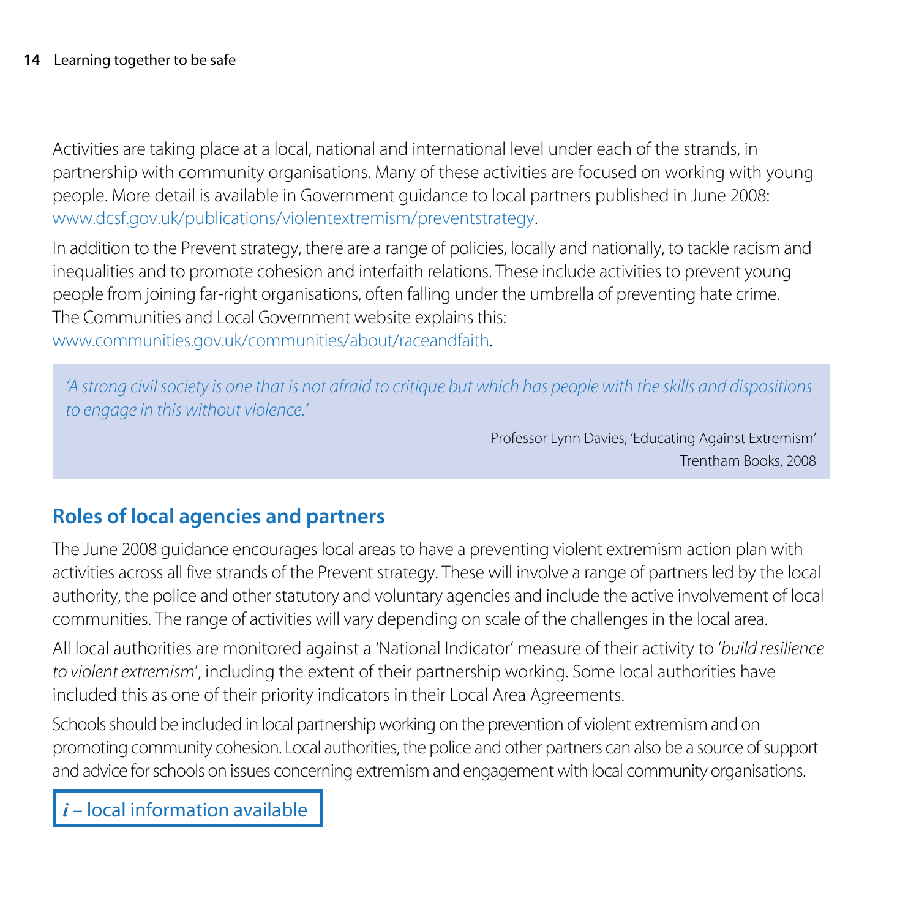Activities are taking place at a local, national and international level under each of the strands, in partnership with community organisations. Many of these activities are focused on working with young people. More detail is available in Government guidance to local partners published in June 2008: www.dcsf.gov.uk/publications/violentextremism/preventstrategy.

In addition to the Prevent strategy, there are a range of policies, locally and nationally, to tackle racism and inequalities and to promote cohesion and interfaith relations. These include activities to prevent young people from joining far-right organisations, often falling under the umbrella of preventing hate crime. The Communities and Local Government website explains this: www.communities.gov.uk/communities/about/raceandfaith.

> *'A strong civil society is one that is not afraid to critique but which has people with the skills and dispositions to engage in this without violence.'*
>
> Professor Lynn Davies, 'Educating Against Extremism'
> Trentham Books, 2008

## Roles of local agencies and partners

The June 2008 guidance encourages local areas to have a preventing violent extremism action plan with activities across all five strands of the Prevent strategy. These will involve a range of partners led by the local authority, the police and other statutory and voluntary agencies and include the active involvement of local communities. The range of activities will vary depending on scale of the challenges in the local area.

All local authorities are monitored against a 'National Indicator' measure of their activity to '*build resilience to violent extremism*', including the extent of their partnership working. Some local authorities have included this as one of their priority indicators in their Local Area Agreements.

Schools should be included in local partnership working on the prevention of violent extremism and on promoting community cohesion. Local authorities, the police and other partners can also be a source of support and advice for schools on issues concerning extremism and engagement with local community organisations.

***i*** – local information available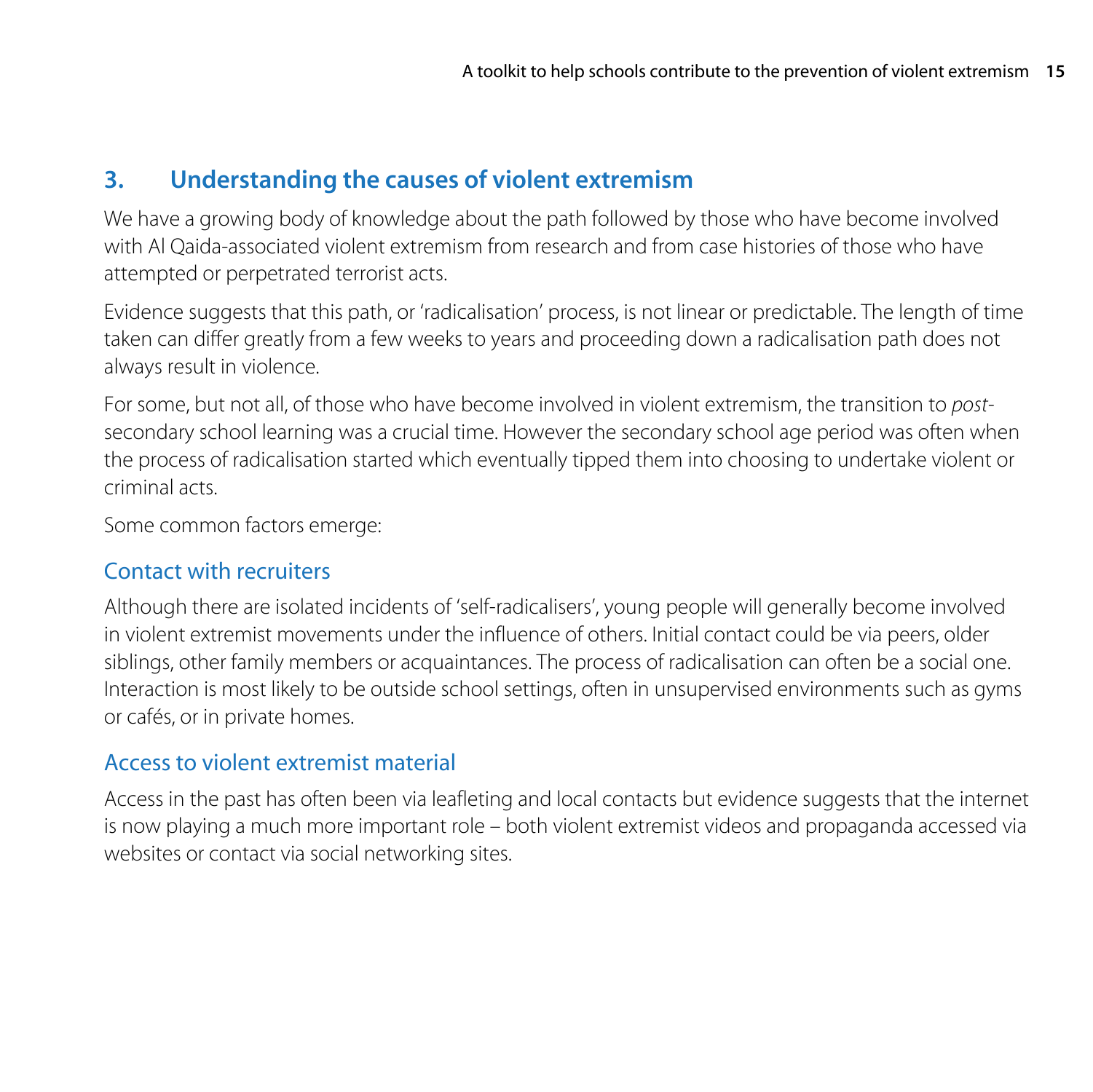## 3. Understanding the causes of violent extremism

We have a growing body of knowledge about the path followed by those who have become involved with Al Qaida-associated violent extremism from research and from case histories of those who have attempted or perpetrated terrorist acts.

Evidence suggests that this path, or 'radicalisation' process, is not linear or predictable. The length of time taken can differ greatly from a few weeks to years and proceeding down a radicalisation path does not always result in violence.

For some, but not all, of those who have become involved in violent extremism, the transition to *post*-secondary school learning was a crucial time. However the secondary school age period was often when the process of radicalisation started which eventually tipped them into choosing to undertake violent or criminal acts.

Some common factors emerge:

### Contact with recruiters

Although there are isolated incidents of 'self-radicalisers', young people will generally become involved in violent extremist movements under the influence of others. Initial contact could be via peers, older siblings, other family members or acquaintances. The process of radicalisation can often be a social one. Interaction is most likely to be outside school settings, often in unsupervised environments such as gyms or cafés, or in private homes.

### Access to violent extremist material

Access in the past has often been via leafleting and local contacts but evidence suggests that the internet is now playing a much more important role – both violent extremist videos and propaganda accessed via websites or contact via social networking sites.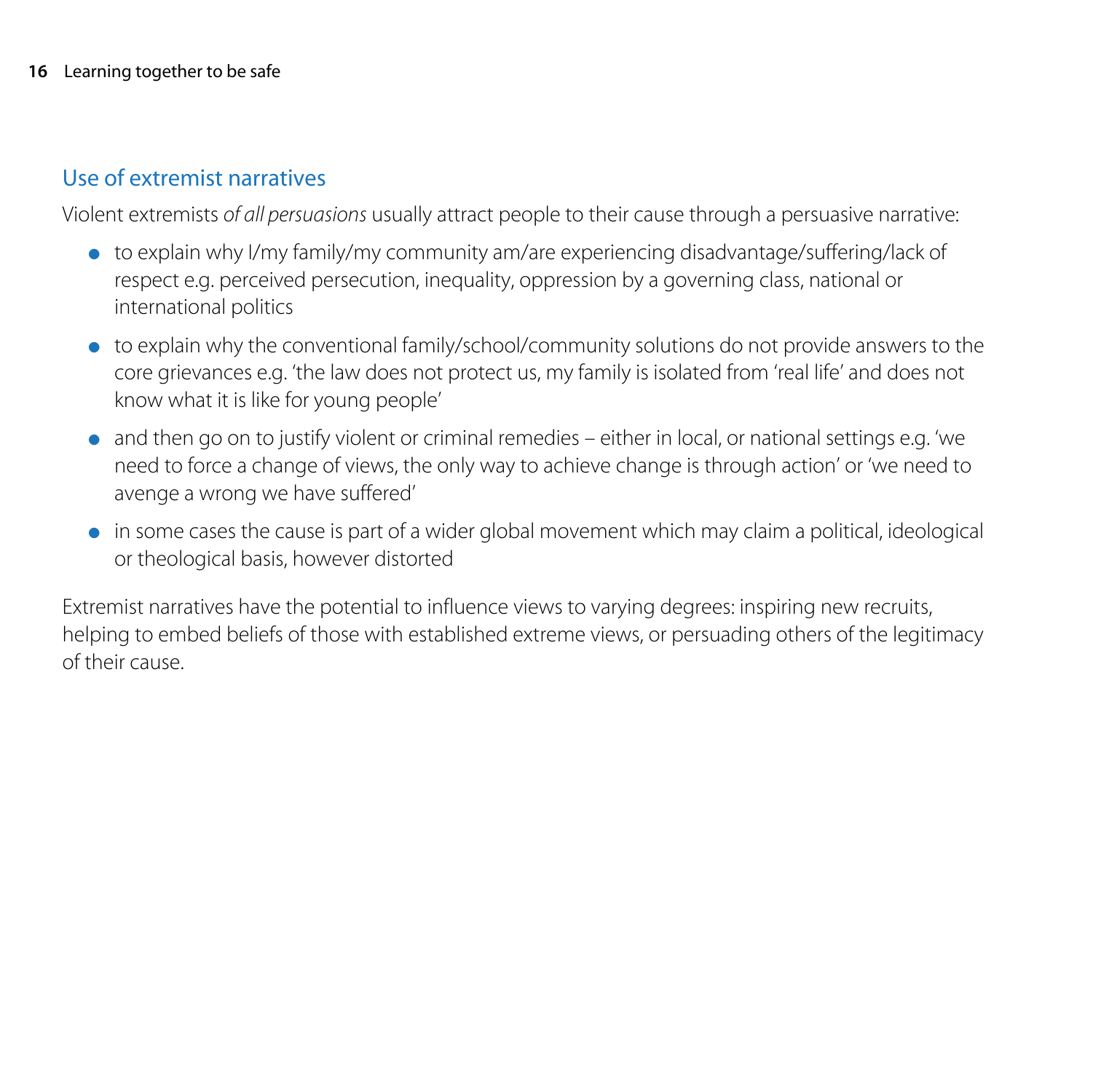## Use of extremist narratives

Violent extremists *of all persuasions* usually attract people to their cause through a persuasive narrative:

- to explain why I/my family/my community am/are experiencing disadvantage/suffering/lack of respect e.g. perceived persecution, inequality, oppression by a governing class, national or international politics
- to explain why the conventional family/school/community solutions do not provide answers to the core grievances e.g. 'the law does not protect us, my family is isolated from 'real life' and does not know what it is like for young people'
- and then go on to justify violent or criminal remedies – either in local, or national settings e.g. 'we need to force a change of views, the only way to achieve change is through action' or 'we need to avenge a wrong we have suffered'
- in some cases the cause is part of a wider global movement which may claim a political, ideological or theological basis, however distorted

Extremist narratives have the potential to influence views to varying degrees: inspiring new recruits, helping to embed beliefs of those with established extreme views, or persuading others of the legitimacy of their cause.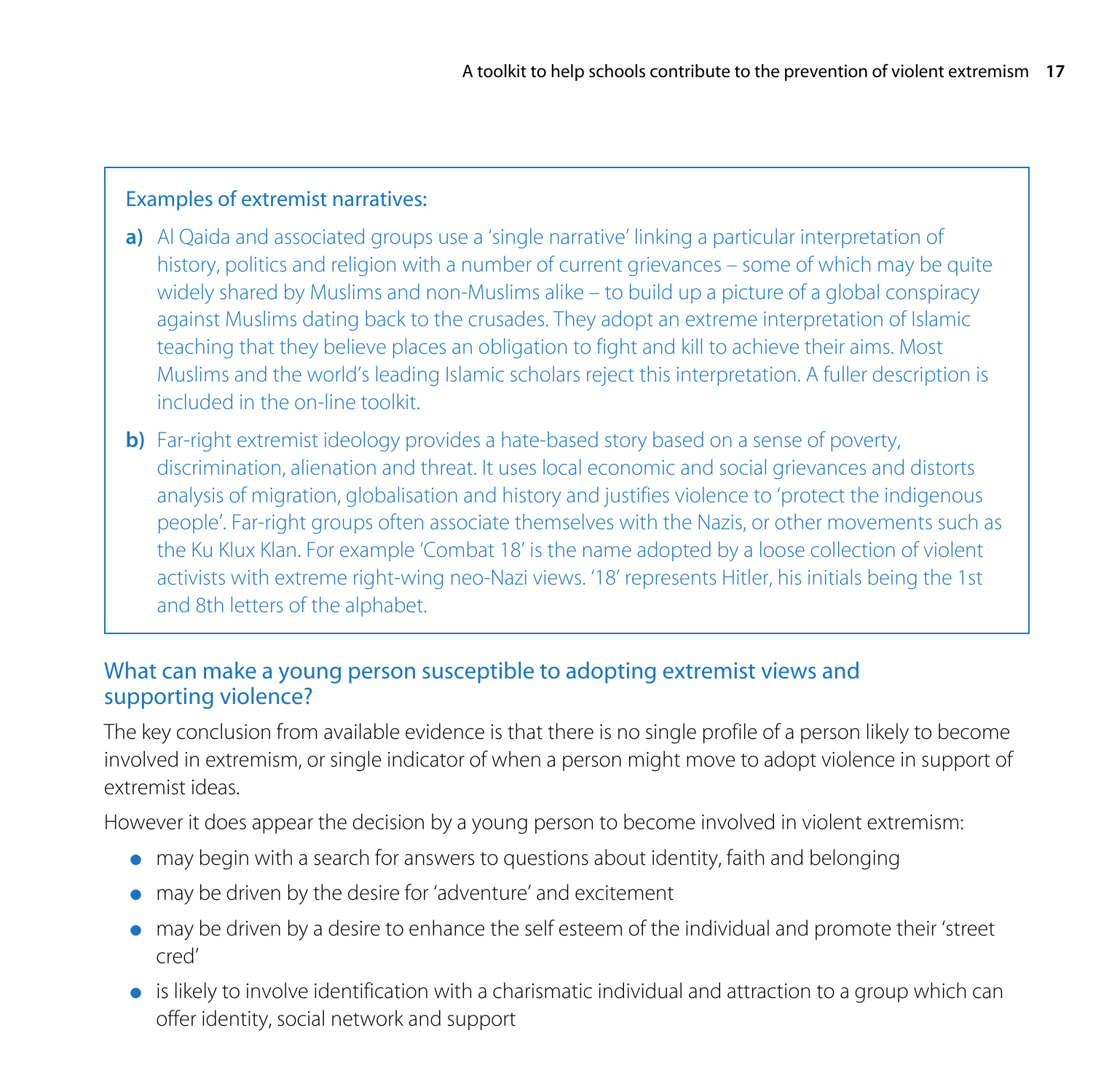**Examples of extremist narratives:**

**a)** Al Qaida and associated groups use a 'single narrative' linking a particular interpretation of history, politics and religion with a number of current grievances – some of which may be quite widely shared by Muslims and non-Muslims alike – to build up a picture of a global conspiracy against Muslims dating back to the crusades. They adopt an extreme interpretation of Islamic teaching that they believe places an obligation to fight and kill to achieve their aims. Most Muslims and the world's leading Islamic scholars reject this interpretation. A fuller description is included in the on-line toolkit.

**b)** Far-right extremist ideology provides a hate-based story based on a sense of poverty, discrimination, alienation and threat. It uses local economic and social grievances and distorts analysis of migration, globalisation and history and justifies violence to 'protect the indigenous people'. Far-right groups often associate themselves with the Nazis, or other movements such as the Ku Klux Klan. For example 'Combat 18' is the name adopted by a loose collection of violent activists with extreme right-wing neo-Nazi views. '18' represents Hitler, his initials being the 1st and 8th letters of the alphabet.

## What can make a young person susceptible to adopting extremist views and supporting violence?

The key conclusion from available evidence is that there is no single profile of a person likely to become involved in extremism, or single indicator of when a person might move to adopt violence in support of extremist ideas.

However it does appear the decision by a young person to become involved in violent extremism:

- may begin with a search for answers to questions about identity, faith and belonging
- may be driven by the desire for 'adventure' and excitement
- may be driven by a desire to enhance the self esteem of the individual and promote their 'street cred'
- is likely to involve identification with a charismatic individual and attraction to a group which can offer identity, social network and support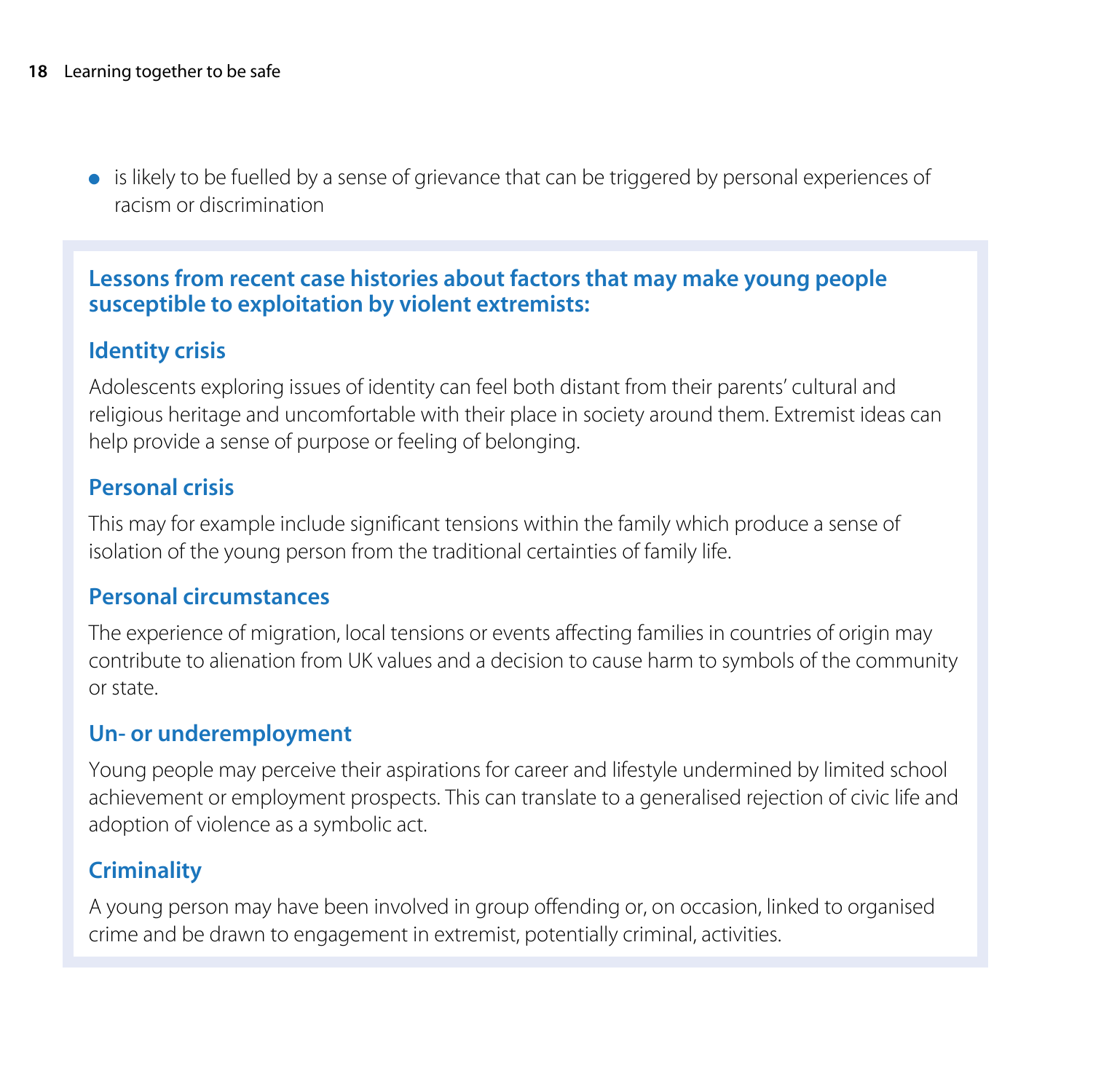- is likely to be fuelled by a sense of grievance that can be triggered by personal experiences of racism or discrimination

## Lessons from recent case histories about factors that may make young people susceptible to exploitation by violent extremists:

### Identity crisis

Adolescents exploring issues of identity can feel both distant from their parents' cultural and religious heritage and uncomfortable with their place in society around them. Extremist ideas can help provide a sense of purpose or feeling of belonging.

### Personal crisis

This may for example include significant tensions within the family which produce a sense of isolation of the young person from the traditional certainties of family life.

### Personal circumstances

The experience of migration, local tensions or events affecting families in countries of origin may contribute to alienation from UK values and a decision to cause harm to symbols of the community or state.

### Un- or underemployment

Young people may perceive their aspirations for career and lifestyle undermined by limited school achievement or employment prospects. This can translate to a generalised rejection of civic life and adoption of violence as a symbolic act.

### Criminality

A young person may have been involved in group offending or, on occasion, linked to organised crime and be drawn to engagement in extremist, potentially criminal, activities.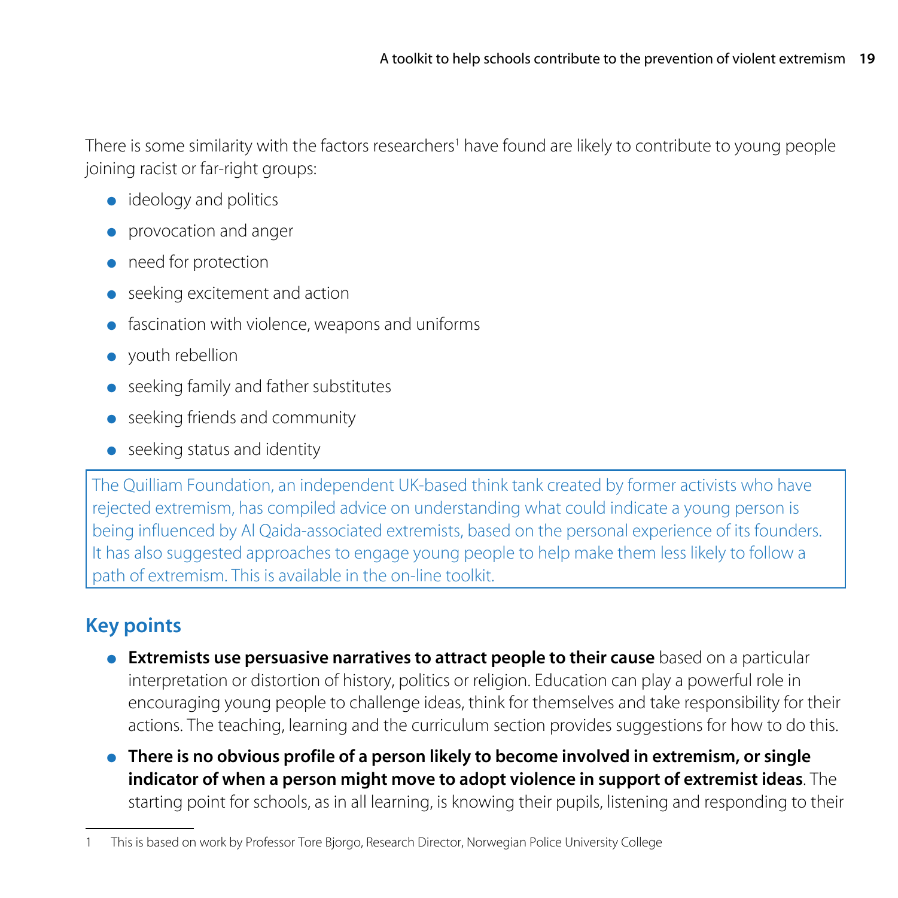There is some similarity with the factors researchers[1] have found are likely to contribute to young people joining racist or far-right groups:

- ideology and politics
- provocation and anger
- need for protection
- seeking excitement and action
- fascination with violence, weapons and uniforms
- youth rebellion
- seeking family and father substitutes
- seeking friends and community
- seeking status and identity

> The Quilliam Foundation, an independent UK-based think tank created by former activists who have rejected extremism, has compiled advice on understanding what could indicate a young person is being influenced by Al Qaida-associated extremists, based on the personal experience of its founders. It has also suggested approaches to engage young people to help make them less likely to follow a path of extremism. This is available in the on-line toolkit.

## Key points

- **Extremists use persuasive narratives to attract people to their cause** based on a particular interpretation or distortion of history, politics or religion. Education can play a powerful role in encouraging young people to challenge ideas, think for themselves and take responsibility for their actions. The teaching, learning and the curriculum section provides suggestions for how to do this.
- **There is no obvious profile of a person likely to become involved in extremism, or single indicator of when a person might move to adopt violence in support of extremist ideas**. The starting point for schools, as in all learning, is knowing their pupils, listening and responding to their

---

1 This is based on work by Professor Tore Bjorgo, Research Director, Norwegian Police University College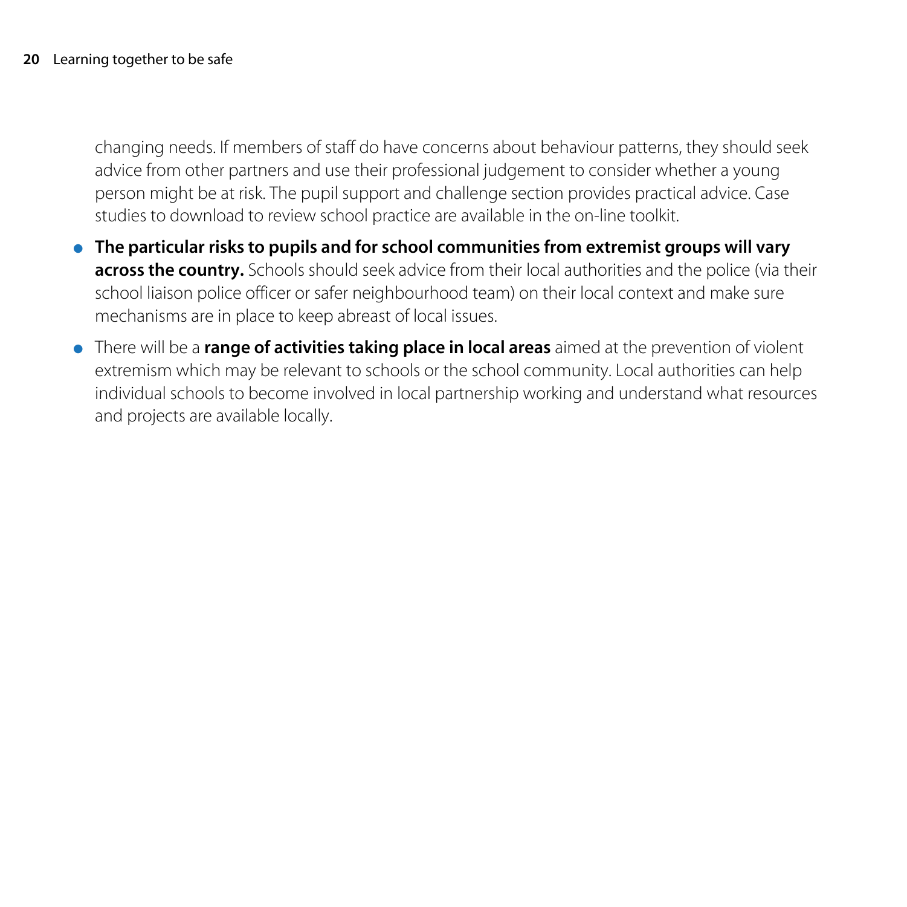changing needs. If members of staff do have concerns about behaviour patterns, they should seek advice from other partners and use their professional judgement to consider whether a young person might be at risk. The pupil support and challenge section provides practical advice. Case studies to download to review school practice are available in the on-line toolkit.

- **The particular risks to pupils and for school communities from extremist groups will vary across the country.** Schools should seek advice from their local authorities and the police (via their school liaison police officer or safer neighbourhood team) on their local context and make sure mechanisms are in place to keep abreast of local issues.
- There will be a **range of activities taking place in local areas** aimed at the prevention of violent extremism which may be relevant to schools or the school community. Local authorities can help individual schools to become involved in local partnership working and understand what resources and projects are available locally.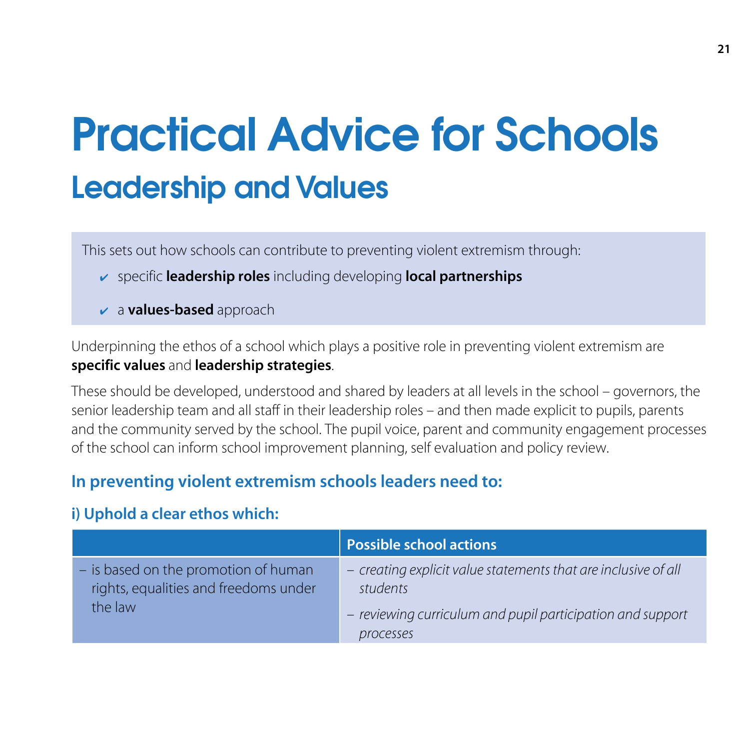# Practical Advice for Schools

## Leadership and Values

This sets out how schools can contribute to preventing violent extremism through:

- ✔ specific **leadership roles** including developing **local partnerships**
- ✔ a **values-based** approach

Underpinning the ethos of a school which plays a positive role in preventing violent extremism are **specific values** and **leadership strategies**.

These should be developed, understood and shared by leaders at all levels in the school – governors, the senior leadership team and all staff in their leadership roles – and then made explicit to pupils, parents and the community served by the school. The pupil voice, parent and community engagement processes of the school can inform school improvement planning, self evaluation and policy review.

### In preventing violent extremism schools leaders need to:

#### i) Uphold a clear ethos which:

| | Possible school actions |
|---|---|
| – is based on the promotion of human rights, equalities and freedoms under the law | – *creating explicit value statements that are inclusive of all students*<br>– *reviewing curriculum and pupil participation and support processes* |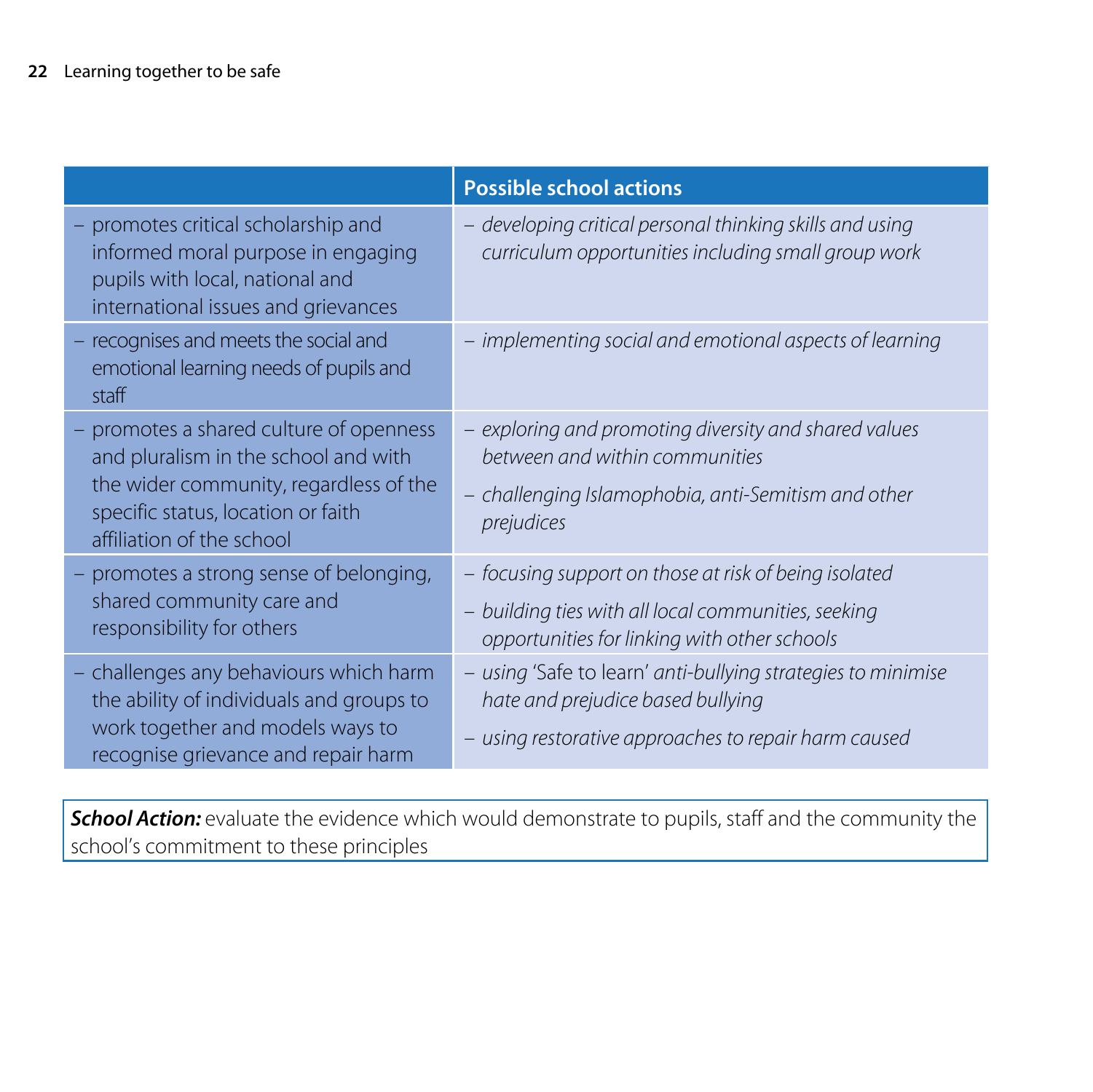|  | **Possible school actions** |
|---|---|
| – promotes critical scholarship and informed moral purpose in engaging pupils with local, national and international issues and grievances | – *developing critical personal thinking skills and using curriculum opportunities including small group work* |
| – recognises and meets the social and emotional learning needs of pupils and staff | – *implementing social and emotional aspects of learning* |
| – promotes a shared culture of openness and pluralism in the school and with the wider community, regardless of the specific status, location or faith affiliation of the school | – *exploring and promoting diversity and shared values between and within communities*<br>– *challenging Islamophobia, anti-Semitism and other prejudices* |
| – promotes a strong sense of belonging, shared community care and responsibility for others | – *focusing support on those at risk of being isolated*<br>– *building ties with all local communities, seeking opportunities for linking with other schools* |
| – challenges any behaviours which harm the ability of individuals and groups to work together and models ways to recognise grievance and repair harm | – *using* 'Safe to learn' *anti-bullying strategies to minimise hate and prejudice based bullying*<br>– *using restorative approaches to repair harm caused* |

***School Action:*** evaluate the evidence which would demonstrate to pupils, staff and the community the school's commitment to these principles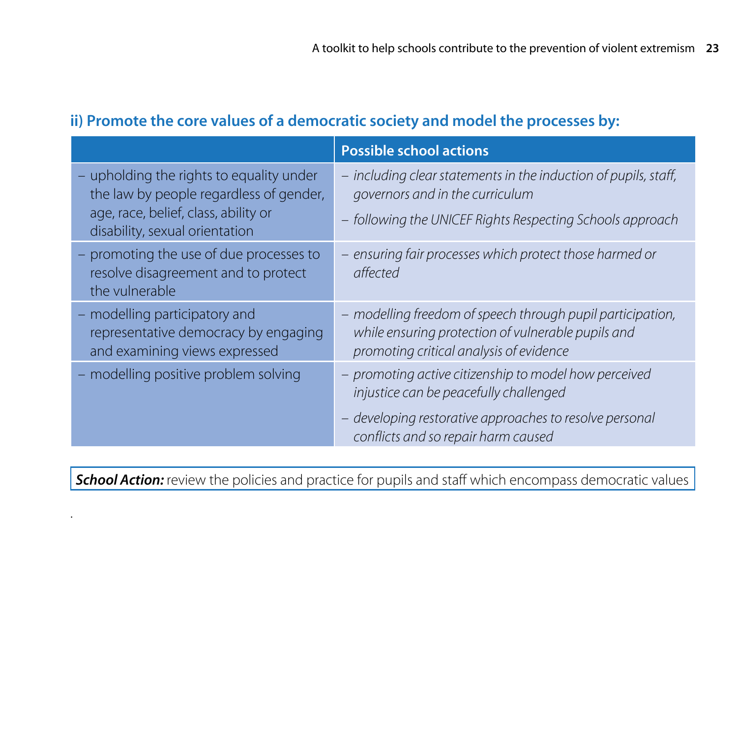## ii) Promote the core values of a democratic society and model the processes by:

| | Possible school actions |
|---|---|
| – upholding the rights to equality under the law by people regardless of gender, age, race, belief, class, ability or disability, sexual orientation | – *including clear statements in the induction of pupils, staff, governors and in the curriculum*<br>– *following the UNICEF Rights Respecting Schools approach* |
| – promoting the use of due processes to resolve disagreement and to protect the vulnerable | – *ensuring fair processes which protect those harmed or affected* |
| – modelling participatory and representative democracy by engaging and examining views expressed | – *modelling freedom of speech through pupil participation, while ensuring protection of vulnerable pupils and promoting critical analysis of evidence* |
| – modelling positive problem solving | – *promoting active citizenship to model how perceived injustice can be peacefully challenged*<br>– *developing restorative approaches to resolve personal conflicts and so repair harm caused* |

***School Action:*** review the policies and practice for pupils and staff which encompass democratic values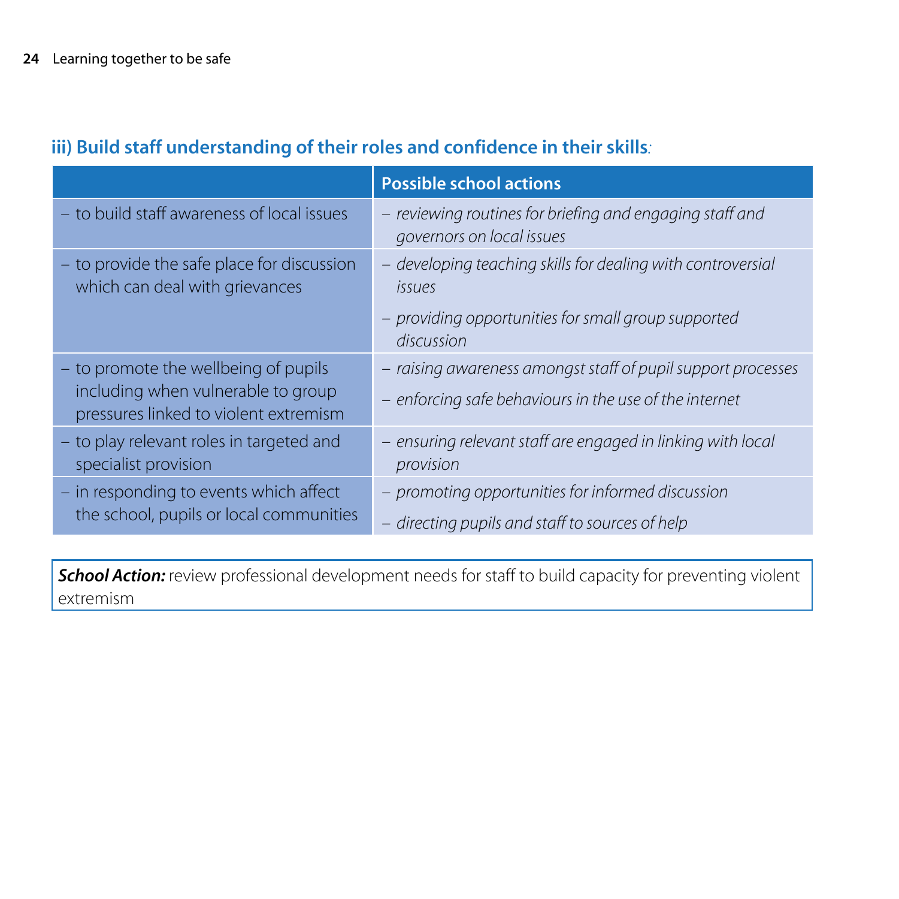### iii) Build staff understanding of their roles and confidence in their skills:

| | Possible school actions |
|---|---|
| – to build staff awareness of local issues | – *reviewing routines for briefing and engaging staff and governors on local issues* |
| – to provide the safe place for discussion which can deal with grievances | – *developing teaching skills for dealing with controversial issues*<br>– *providing opportunities for small group supported discussion* |
| – to promote the wellbeing of pupils including when vulnerable to group pressures linked to violent extremism | – *raising awareness amongst staff of pupil support processes*<br>– *enforcing safe behaviours in the use of the internet* |
| – to play relevant roles in targeted and specialist provision | – *ensuring relevant staff are engaged in linking with local provision* |
| – in responding to events which affect the school, pupils or local communities | – *promoting opportunities for informed discussion*<br>– *directing pupils and staff to sources of help* |

***School Action:*** review professional development needs for staff to build capacity for preventing violent extremism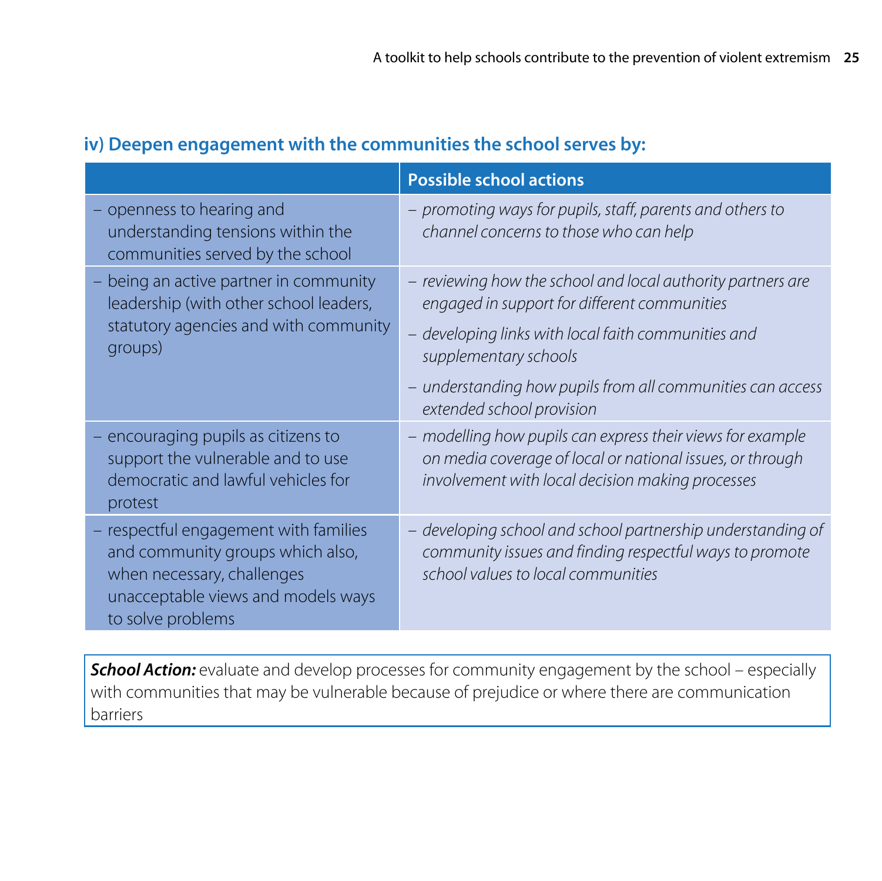### iv) Deepen engagement with the communities the school serves by:

| | Possible school actions |
|---|---|
| – openness to hearing and understanding tensions within the communities served by the school | – *promoting ways for pupils, staff, parents and others to channel concerns to those who can help* |
| – being an active partner in community leadership (with other school leaders, statutory agencies and with community groups) | – *reviewing how the school and local authority partners are engaged in support for different communities*<br>– *developing links with local faith communities and supplementary schools*<br>– *understanding how pupils from all communities can access extended school provision* |
| – encouraging pupils as citizens to support the vulnerable and to use democratic and lawful vehicles for protest | – *modelling how pupils can express their views for example on media coverage of local or national issues, or through involvement with local decision making processes* |
| – respectful engagement with families and community groups which also, when necessary, challenges unacceptable views and models ways to solve problems | – *developing school and school partnership understanding of community issues and finding respectful ways to promote school values to local communities* |

***School Action:*** evaluate and develop processes for community engagement by the school – especially with communities that may be vulnerable because of prejudice or where there are communication barriers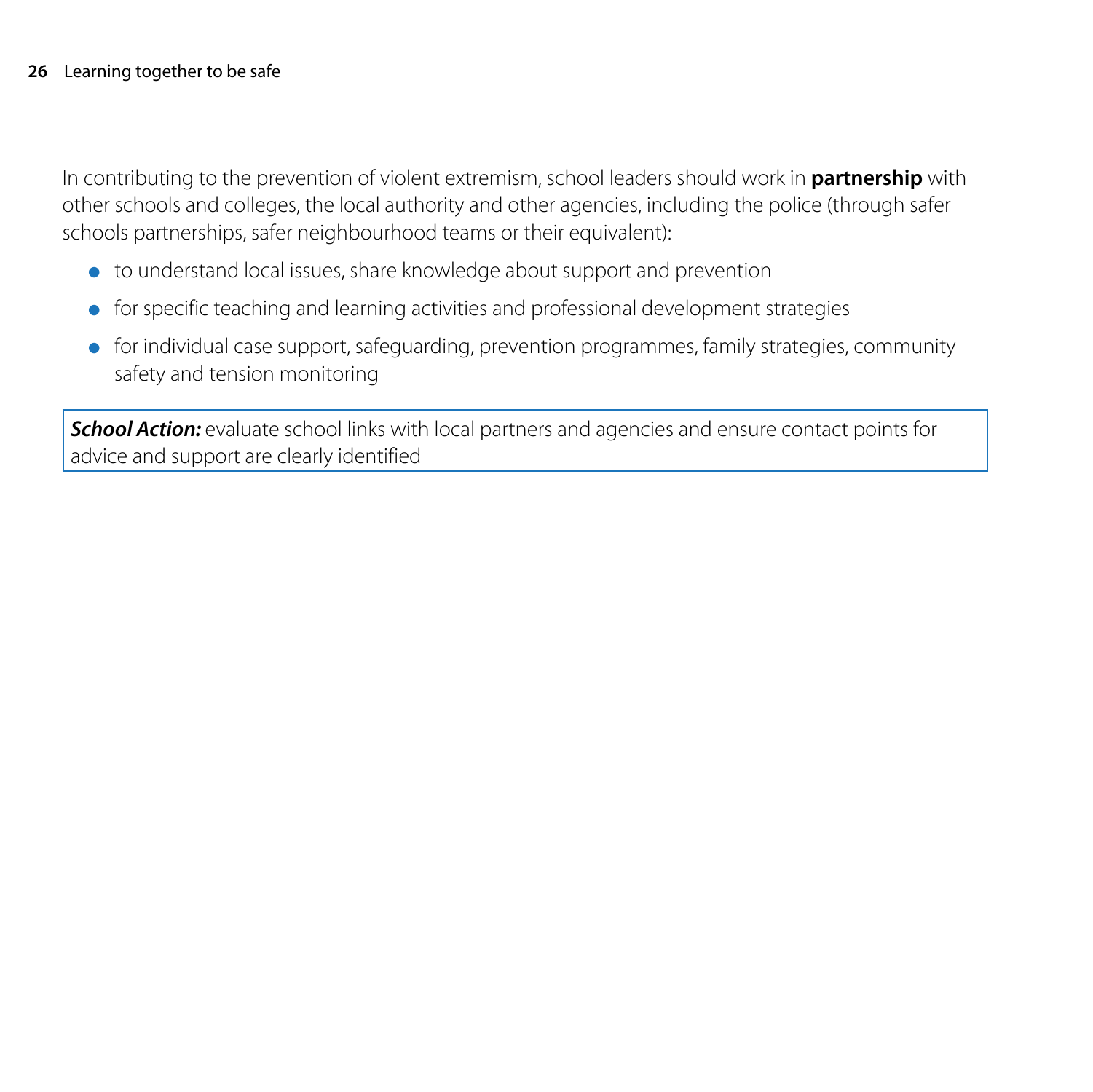In contributing to the prevention of violent extremism, school leaders should work in **partnership** with other schools and colleges, the local authority and other agencies, including the police (through safer schools partnerships, safer neighbourhood teams or their equivalent):

- to understand local issues, share knowledge about support and prevention
- for specific teaching and learning activities and professional development strategies
- for individual case support, safeguarding, prevention programmes, family strategies, community safety and tension monitoring

***School Action:*** evaluate school links with local partners and agencies and ensure contact points for advice and support are clearly identified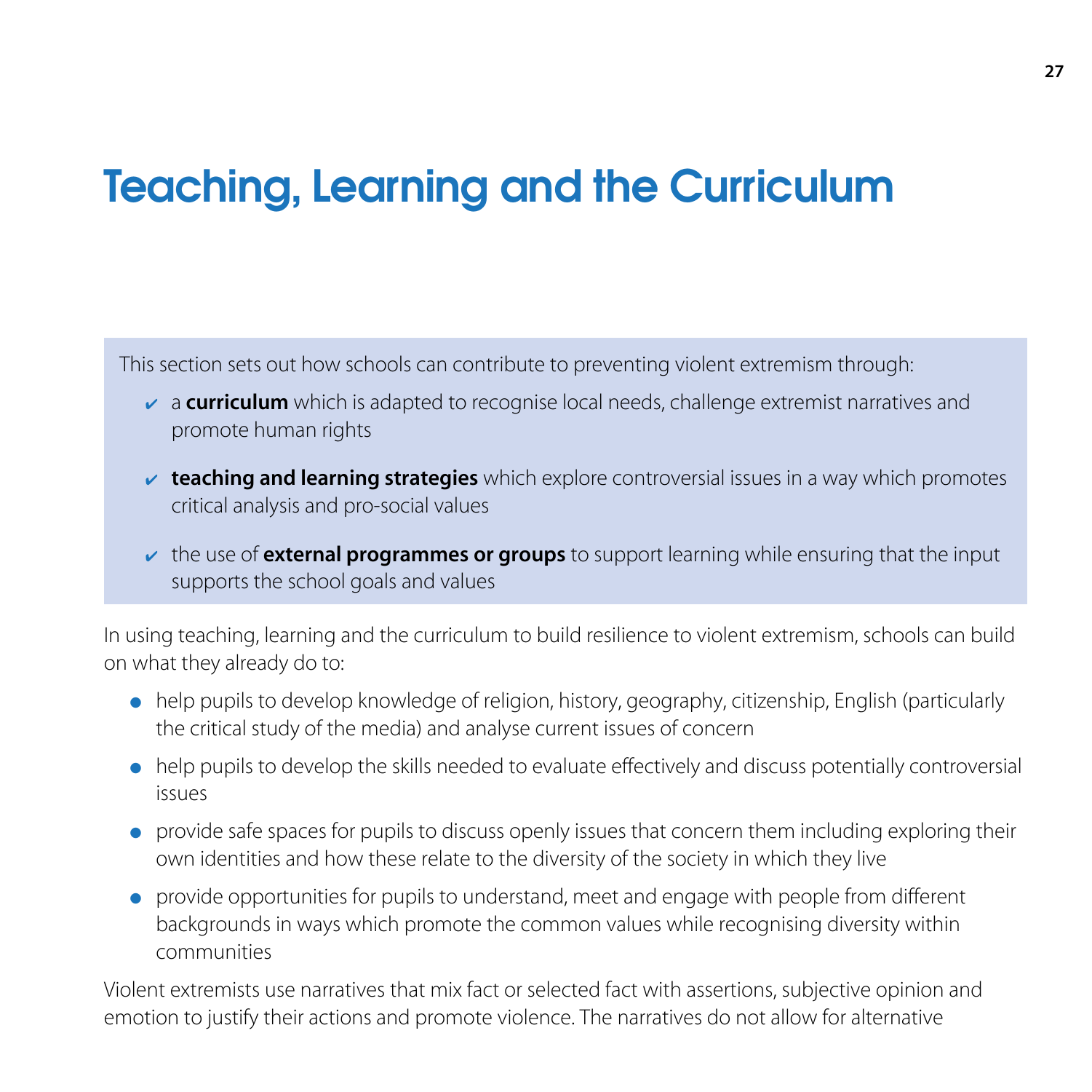# Teaching, Learning and the Curriculum

This section sets out how schools can contribute to preventing violent extremism through:

- ✔ a **curriculum** which is adapted to recognise local needs, challenge extremist narratives and promote human rights
- ✔ **teaching and learning strategies** which explore controversial issues in a way which promotes critical analysis and pro-social values
- ✔ the use of **external programmes or groups** to support learning while ensuring that the input supports the school goals and values

In using teaching, learning and the curriculum to build resilience to violent extremism, schools can build on what they already do to:

- help pupils to develop knowledge of religion, history, geography, citizenship, English (particularly the critical study of the media) and analyse current issues of concern
- help pupils to develop the skills needed to evaluate effectively and discuss potentially controversial issues
- provide safe spaces for pupils to discuss openly issues that concern them including exploring their own identities and how these relate to the diversity of the society in which they live
- provide opportunities for pupils to understand, meet and engage with people from different backgrounds in ways which promote the common values while recognising diversity within communities

Violent extremists use narratives that mix fact or selected fact with assertions, subjective opinion and emotion to justify their actions and promote violence. The narratives do not allow for alternative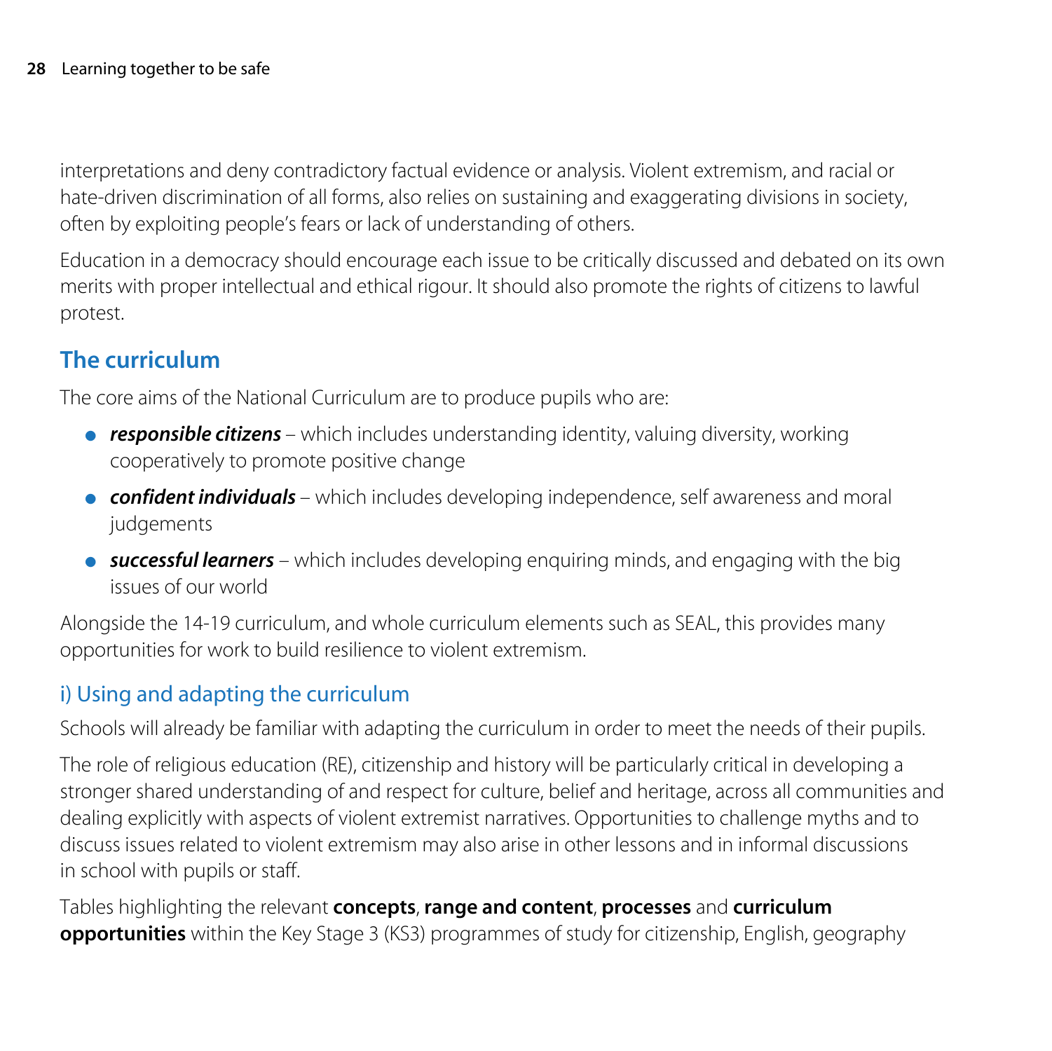interpretations and deny contradictory factual evidence or analysis. Violent extremism, and racial or hate-driven discrimination of all forms, also relies on sustaining and exaggerating divisions in society, often by exploiting people's fears or lack of understanding of others.

Education in a democracy should encourage each issue to be critically discussed and debated on its own merits with proper intellectual and ethical rigour. It should also promote the rights of citizens to lawful protest.

## The curriculum

The core aims of the National Curriculum are to produce pupils who are:

- ***responsible citizens*** – which includes understanding identity, valuing diversity, working cooperatively to promote positive change
- ***confident individuals*** – which includes developing independence, self awareness and moral judgements
- ***successful learners*** – which includes developing enquiring minds, and engaging with the big issues of our world

Alongside the 14-19 curriculum, and whole curriculum elements such as SEAL, this provides many opportunities for work to build resilience to violent extremism.

### i) Using and adapting the curriculum

Schools will already be familiar with adapting the curriculum in order to meet the needs of their pupils.

The role of religious education (RE), citizenship and history will be particularly critical in developing a stronger shared understanding of and respect for culture, belief and heritage, across all communities and dealing explicitly with aspects of violent extremist narratives. Opportunities to challenge myths and to discuss issues related to violent extremism may also arise in other lessons and in informal discussions in school with pupils or staff.

Tables highlighting the relevant **concepts**, **range and content**, **processes** and **curriculum opportunities** within the Key Stage 3 (KS3) programmes of study for citizenship, English, geography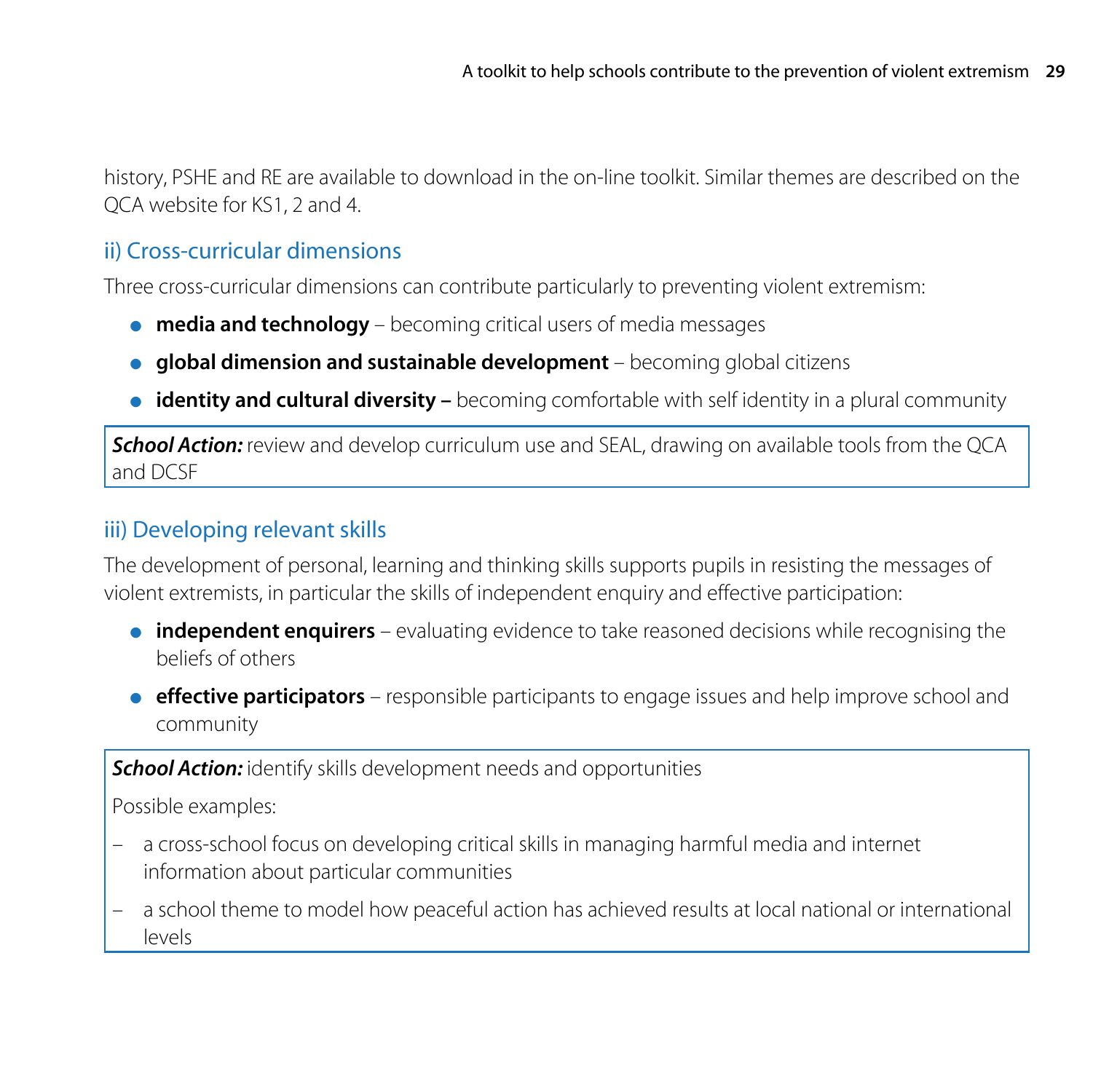history, PSHE and RE are available to download in the on-line toolkit. Similar themes are described on the QCA website for KS1, 2 and 4.

### ii) Cross-curricular dimensions

Three cross-curricular dimensions can contribute particularly to preventing violent extremism:

- **media and technology** – becoming critical users of media messages
- **global dimension and sustainable development** – becoming global citizens
- **identity and cultural diversity –** becoming comfortable with self identity in a plural community

> ***School Action:*** review and develop curriculum use and SEAL, drawing on available tools from the QCA and DCSF

### iii) Developing relevant skills

The development of personal, learning and thinking skills supports pupils in resisting the messages of violent extremists, in particular the skills of independent enquiry and effective participation:

- **independent enquirers** – evaluating evidence to take reasoned decisions while recognising the beliefs of others
- **effective participators** – responsible participants to engage issues and help improve school and community

> ***School Action:*** identify skills development needs and opportunities
>
> Possible examples:
>
> – a cross-school focus on developing critical skills in managing harmful media and internet information about particular communities
>
> – a school theme to model how peaceful action has achieved results at local national or international levels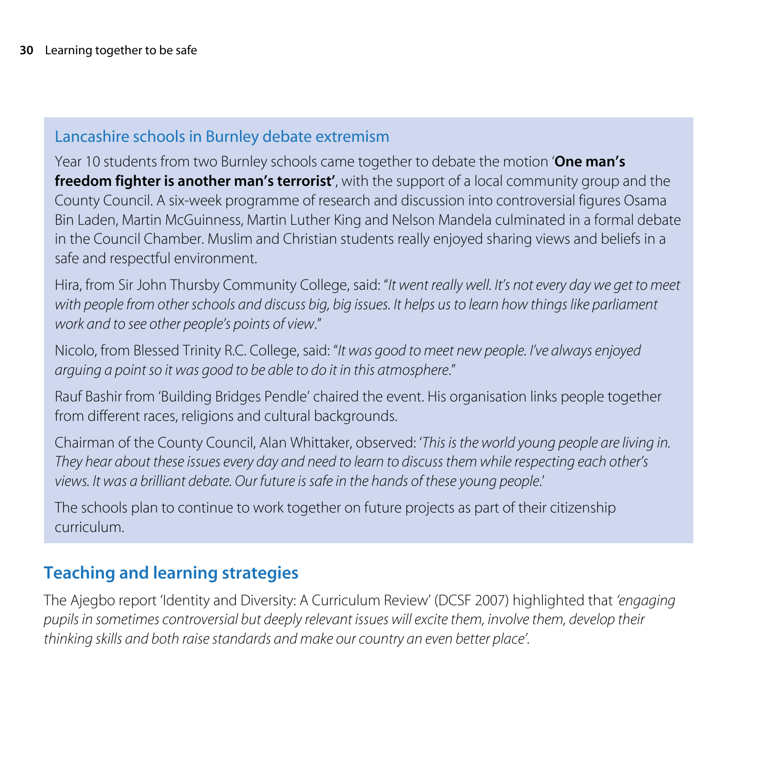### Lancashire schools in Burnley debate extremism

Year 10 students from two Burnley schools came together to debate the motion '**One man's freedom fighter is another man's terrorist'**, with the support of a local community group and the County Council. A six-week programme of research and discussion into controversial figures Osama Bin Laden, Martin McGuinness, Martin Luther King and Nelson Mandela culminated in a formal debate in the Council Chamber. Muslim and Christian students really enjoyed sharing views and beliefs in a safe and respectful environment.

Hira, from Sir John Thursby Community College, said: "*It went really well. It's not every day we get to meet with people from other schools and discuss big, big issues. It helps us to learn how things like parliament work and to see other people's points of view*."

Nicolo, from Blessed Trinity R.C. College, said: "*It was good to meet new people. I've always enjoyed arguing a point so it was good to be able to do it in this atmosphere*."

Rauf Bashir from 'Building Bridges Pendle' chaired the event. His organisation links people together from different races, religions and cultural backgrounds.

Chairman of the County Council, Alan Whittaker, observed: '*This is the world young people are living in. They hear about these issues every day and need to learn to discuss them while respecting each other's views. It was a brilliant debate. Our future is safe in the hands of these young people*.'

The schools plan to continue to work together on future projects as part of their citizenship curriculum.

## Teaching and learning strategies

The Ajegbo report 'Identity and Diversity: A Curriculum Review' (DCSF 2007) highlighted that *'engaging pupils in sometimes controversial but deeply relevant issues will excite them, involve them, develop their thinking skills and both raise standards and make our country an even better place'*.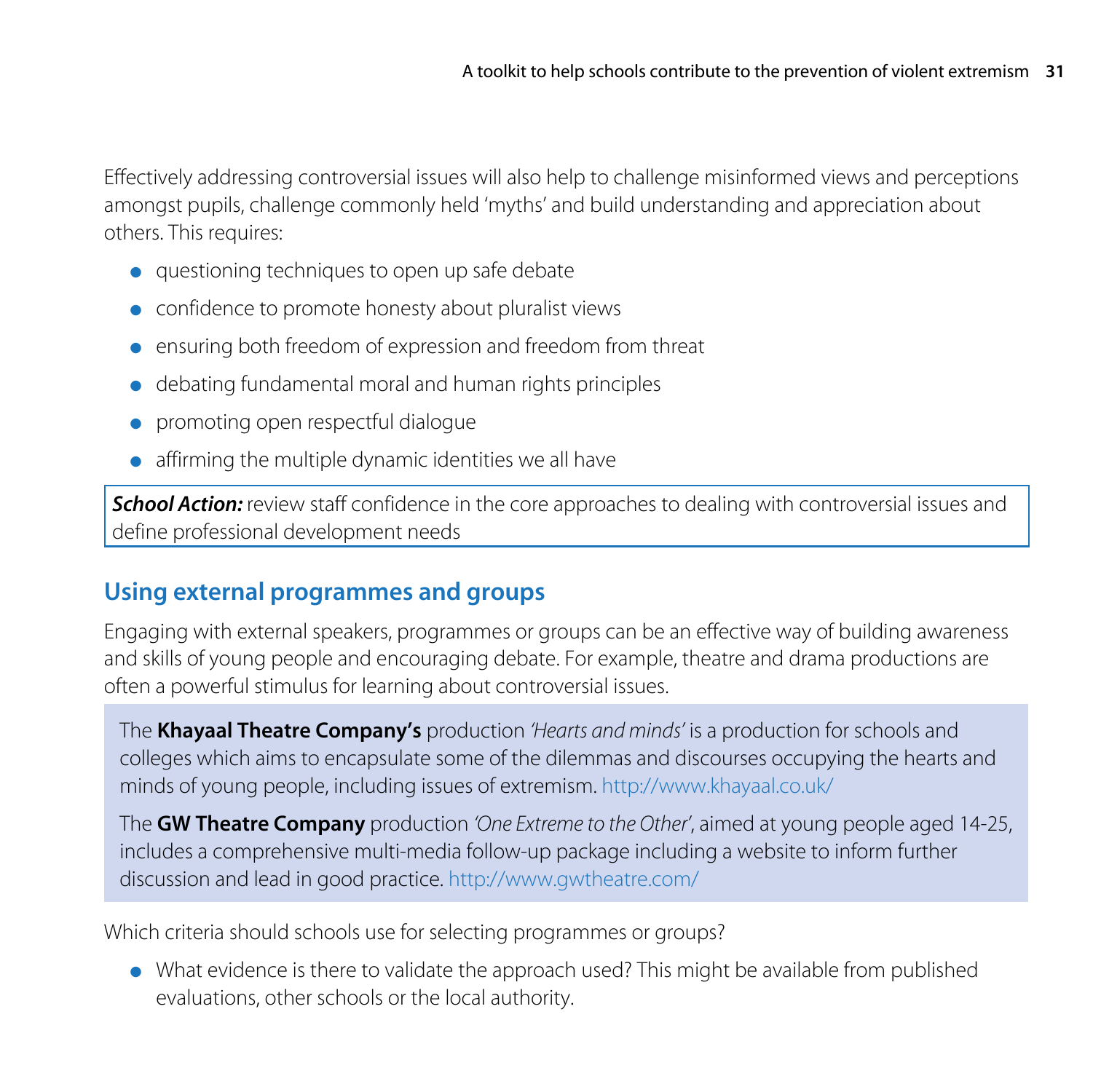Effectively addressing controversial issues will also help to challenge misinformed views and perceptions amongst pupils, challenge commonly held 'myths' and build understanding and appreciation about others. This requires:

- questioning techniques to open up safe debate
- confidence to promote honesty about pluralist views
- ensuring both freedom of expression and freedom from threat
- debating fundamental moral and human rights principles
- promoting open respectful dialogue
- affirming the multiple dynamic identities we all have

***School Action:*** review staff confidence in the core approaches to dealing with controversial issues and define professional development needs

## Using external programmes and groups

Engaging with external speakers, programmes or groups can be an effective way of building awareness and skills of young people and encouraging debate. For example, theatre and drama productions are often a powerful stimulus for learning about controversial issues.

The **Khayaal Theatre Company's** production *'Hearts and minds'* is a production for schools and colleges which aims to encapsulate some of the dilemmas and discourses occupying the hearts and minds of young people, including issues of extremism. http://www.khayaal.co.uk/

The **GW Theatre Company** production *'One Extreme to the Other'*, aimed at young people aged 14-25, includes a comprehensive multi-media follow-up package including a website to inform further discussion and lead in good practice. http://www.gwtheatre.com/

Which criteria should schools use for selecting programmes or groups?

- What evidence is there to validate the approach used? This might be available from published evaluations, other schools or the local authority.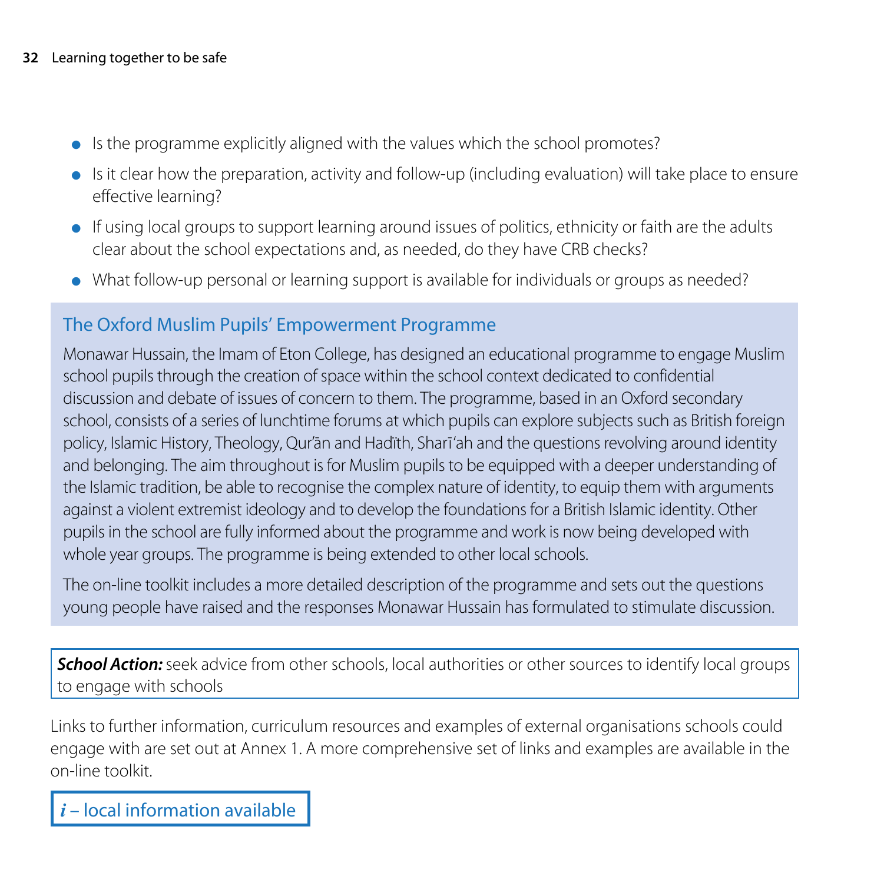- Is the programme explicitly aligned with the values which the school promotes?
- Is it clear how the preparation, activity and follow-up (including evaluation) will take place to ensure effective learning?
- If using local groups to support learning around issues of politics, ethnicity or faith are the adults clear about the school expectations and, as needed, do they have CRB checks?
- What follow-up personal or learning support is available for individuals or groups as needed?

### The Oxford Muslim Pupils' Empowerment Programme

Monawar Hussain, the Imam of Eton College, has designed an educational programme to engage Muslim school pupils through the creation of space within the school context dedicated to confidential discussion and debate of issues of concern to them. The programme, based in an Oxford secondary school, consists of a series of lunchtime forums at which pupils can explore subjects such as British foreign policy, Islamic History, Theology, Qur'ān and Hadīth, Sharī'ah and the questions revolving around identity and belonging. The aim throughout is for Muslim pupils to be equipped with a deeper understanding of the Islamic tradition, be able to recognise the complex nature of identity, to equip them with arguments against a violent extremist ideology and to develop the foundations for a British Islamic identity. Other pupils in the school are fully informed about the programme and work is now being developed with whole year groups. The programme is being extended to other local schools.

The on-line toolkit includes a more detailed description of the programme and sets out the questions young people have raised and the responses Monawar Hussain has formulated to stimulate discussion.

***School Action:*** seek advice from other schools, local authorities or other sources to identify local groups to engage with schools

Links to further information, curriculum resources and examples of external organisations schools could engage with are set out at Annex 1. A more comprehensive set of links and examples are available in the on-line toolkit.

***i*** – local information available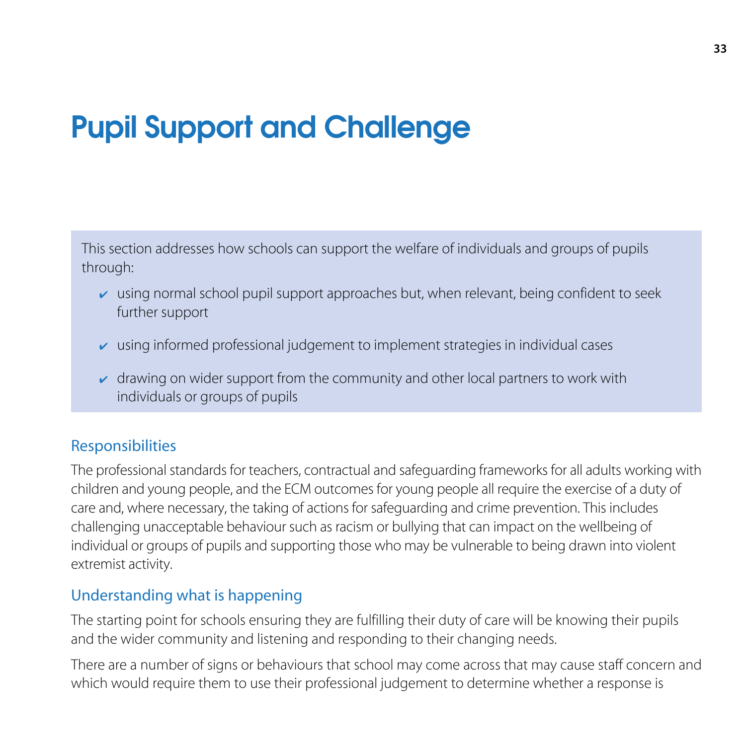# Pupil Support and Challenge

This section addresses how schools can support the welfare of individuals and groups of pupils through:

- ✔ using normal school pupil support approaches but, when relevant, being confident to seek further support
- ✔ using informed professional judgement to implement strategies in individual cases
- ✔ drawing on wider support from the community and other local partners to work with individuals or groups of pupils

## Responsibilities

The professional standards for teachers, contractual and safeguarding frameworks for all adults working with children and young people, and the ECM outcomes for young people all require the exercise of a duty of care and, where necessary, the taking of actions for safeguarding and crime prevention. This includes challenging unacceptable behaviour such as racism or bullying that can impact on the wellbeing of individual or groups of pupils and supporting those who may be vulnerable to being drawn into violent extremist activity.

## Understanding what is happening

The starting point for schools ensuring they are fulfilling their duty of care will be knowing their pupils and the wider community and listening and responding to their changing needs.

There are a number of signs or behaviours that school may come across that may cause staff concern and which would require them to use their professional judgement to determine whether a response is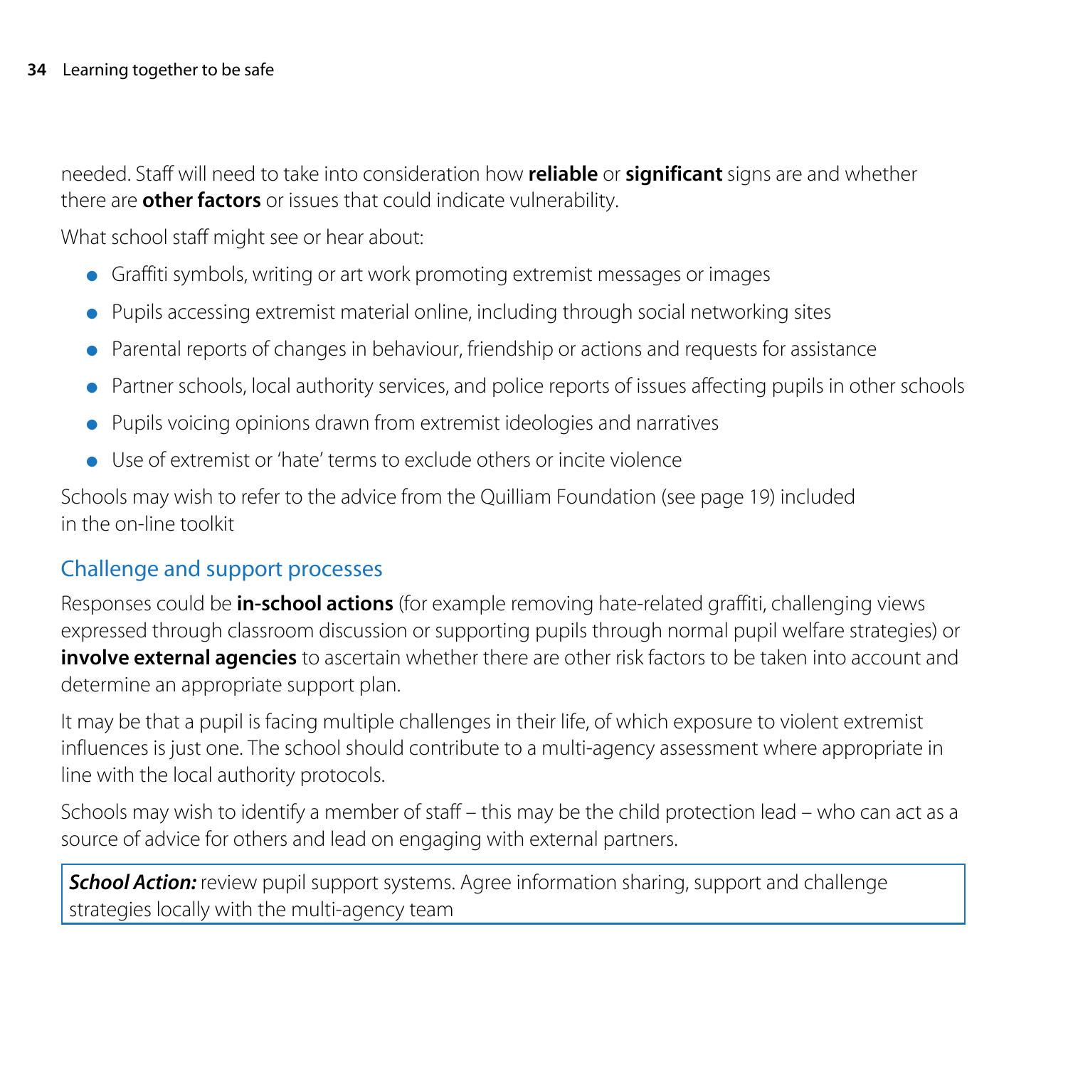needed. Staff will need to take into consideration how **reliable** or **significant** signs are and whether there are **other factors** or issues that could indicate vulnerability.

What school staff might see or hear about:

- Graffiti symbols, writing or art work promoting extremist messages or images
- Pupils accessing extremist material online, including through social networking sites
- Parental reports of changes in behaviour, friendship or actions and requests for assistance
- Partner schools, local authority services, and police reports of issues affecting pupils in other schools
- Pupils voicing opinions drawn from extremist ideologies and narratives
- Use of extremist or 'hate' terms to exclude others or incite violence

Schools may wish to refer to the advice from the Quilliam Foundation (see page 19) included in the on-line toolkit

## Challenge and support processes

Responses could be **in-school actions** (for example removing hate-related graffiti, challenging views expressed through classroom discussion or supporting pupils through normal pupil welfare strategies) or **involve external agencies** to ascertain whether there are other risk factors to be taken into account and determine an appropriate support plan.

It may be that a pupil is facing multiple challenges in their life, of which exposure to violent extremist influences is just one. The school should contribute to a multi-agency assessment where appropriate in line with the local authority protocols.

Schools may wish to identify a member of staff – this may be the child protection lead – who can act as a source of advice for others and lead on engaging with external partners.

***School Action:*** review pupil support systems. Agree information sharing, support and challenge strategies locally with the multi-agency team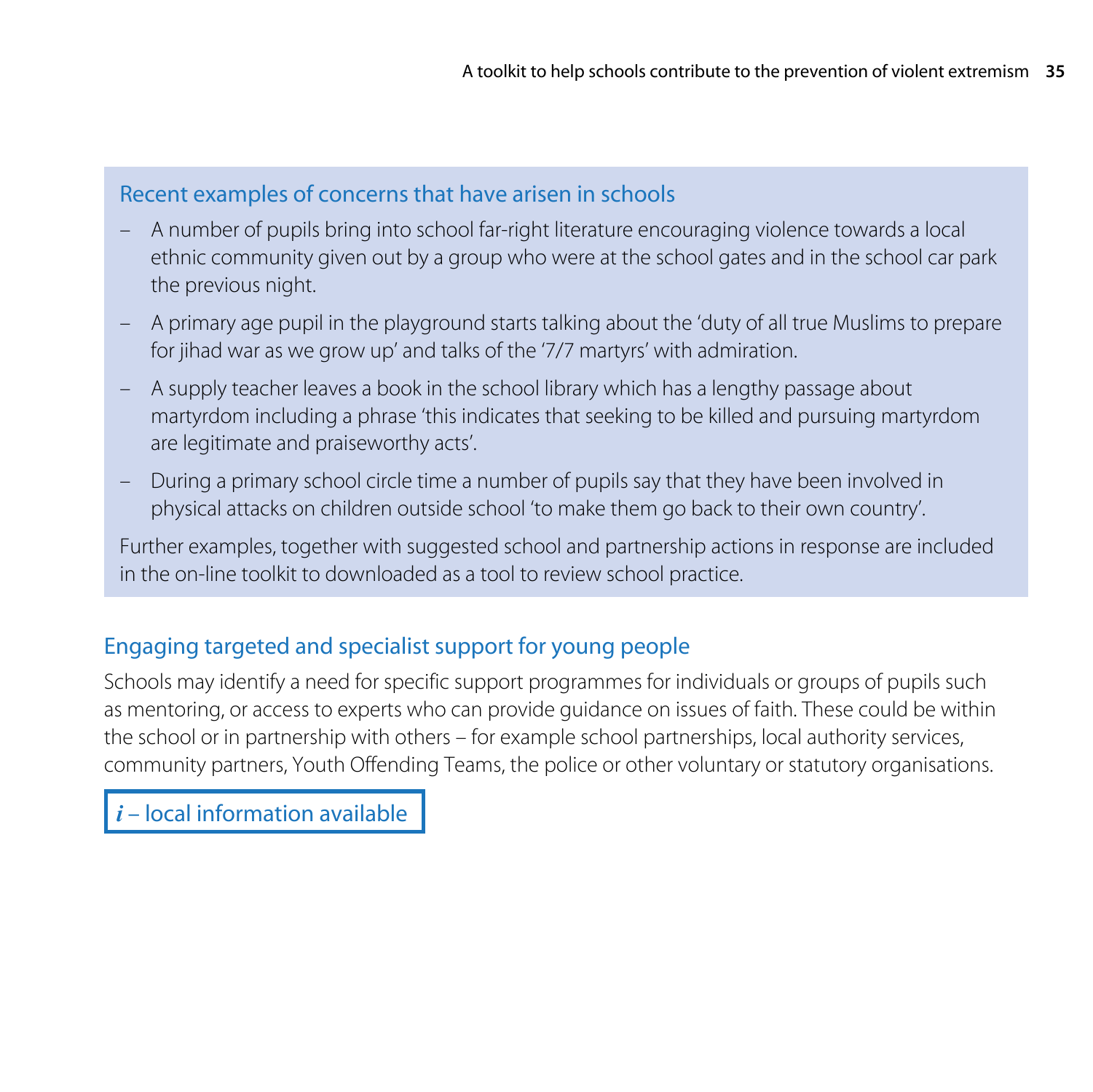## Recent examples of concerns that have arisen in schools

- A number of pupils bring into school far-right literature encouraging violence towards a local ethnic community given out by a group who were at the school gates and in the school car park the previous night.
- A primary age pupil in the playground starts talking about the 'duty of all true Muslims to prepare for jihad war as we grow up' and talks of the '7/7 martyrs' with admiration.
- A supply teacher leaves a book in the school library which has a lengthy passage about martyrdom including a phrase 'this indicates that seeking to be killed and pursuing martyrdom are legitimate and praiseworthy acts'.
- During a primary school circle time a number of pupils say that they have been involved in physical attacks on children outside school 'to make them go back to their own country'.

Further examples, together with suggested school and partnership actions in response are included in the on-line toolkit to downloaded as a tool to review school practice.

## Engaging targeted and specialist support for young people

Schools may identify a need for specific support programmes for individuals or groups of pupils such as mentoring, or access to experts who can provide guidance on issues of faith. These could be within the school or in partnership with others – for example school partnerships, local authority services, community partners, Youth Offending Teams, the police or other voluntary or statutory organisations.

***i*** – local information available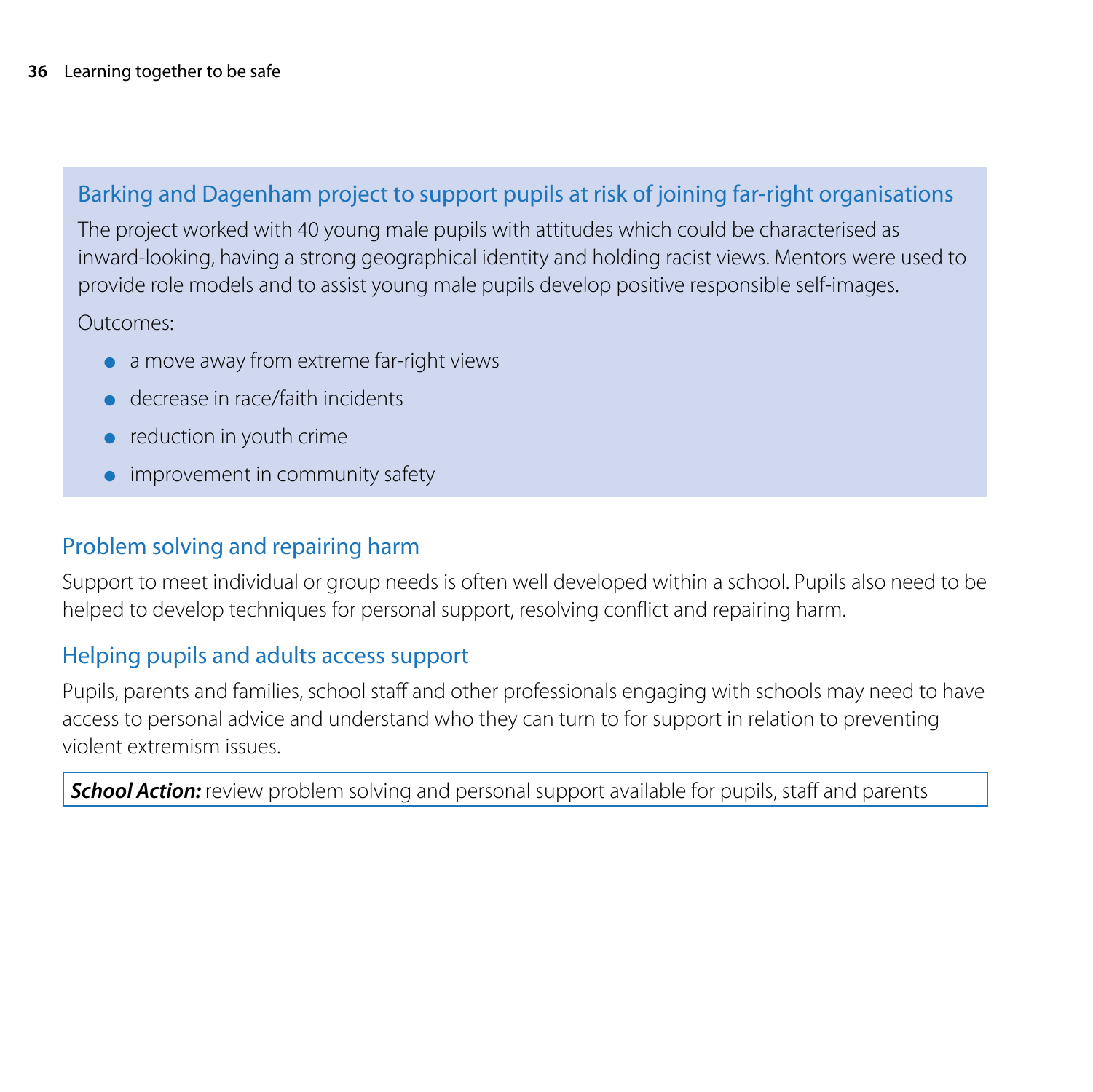### Barking and Dagenham project to support pupils at risk of joining far-right organisations

The project worked with 40 young male pupils with attitudes which could be characterised as inward-looking, having a strong geographical identity and holding racist views. Mentors were used to provide role models and to assist young male pupils develop positive responsible self-images.

Outcomes:

- a move away from extreme far-right views
- decrease in race/faith incidents
- reduction in youth crime
- improvement in community safety

## Problem solving and repairing harm

Support to meet individual or group needs is often well developed within a school. Pupils also need to be helped to develop techniques for personal support, resolving conflict and repairing harm.

## Helping pupils and adults access support

Pupils, parents and families, school staff and other professionals engaging with schools may need to have access to personal advice and understand who they can turn to for support in relation to preventing violent extremism issues.

***School Action:*** review problem solving and personal support available for pupils, staff and parents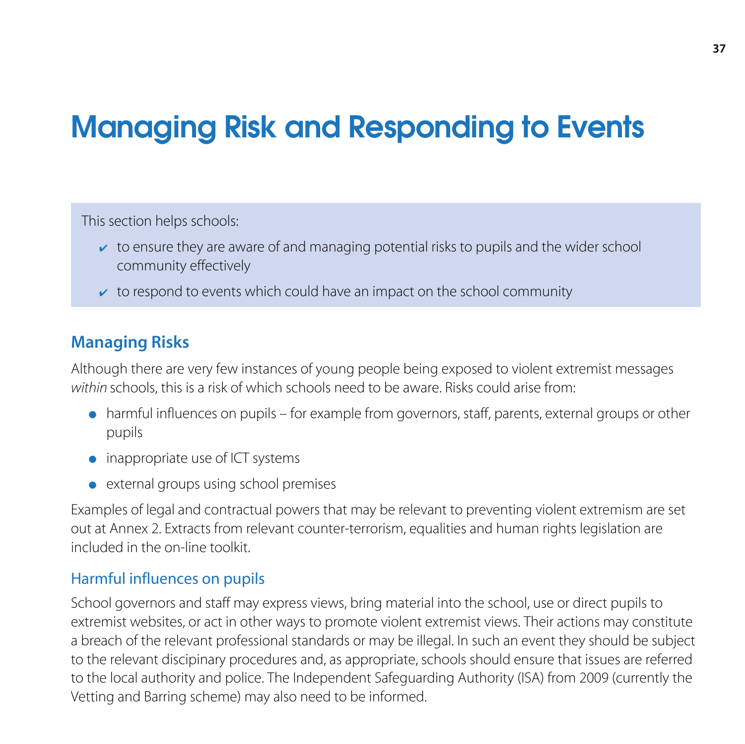# Managing Risk and Responding to Events

This section helps schools:

- ✔ to ensure they are aware of and managing potential risks to pupils and the wider school community effectively
- ✔ to respond to events which could have an impact on the school community

## Managing Risks

Although there are very few instances of young people being exposed to violent extremist messages *within* schools, this is a risk of which schools need to be aware. Risks could arise from:

- harmful influences on pupils – for example from governors, staff, parents, external groups or other pupils
- inappropriate use of ICT systems
- external groups using school premises

Examples of legal and contractual powers that may be relevant to preventing violent extremism are set out at Annex 2. Extracts from relevant counter-terrorism, equalities and human rights legislation are included in the on-line toolkit.

### Harmful influences on pupils

School governors and staff may express views, bring material into the school, use or direct pupils to extremist websites, or act in other ways to promote violent extremist views. Their actions may constitute a breach of the relevant professional standards or may be illegal. In such an event they should be subject to the relevant disciplinary procedures and, as appropriate, schools should ensure that issues are referred to the local authority and police. The Independent Safeguarding Authority (ISA) from 2009 (currently the Vetting and Barring scheme) may also need to be informed.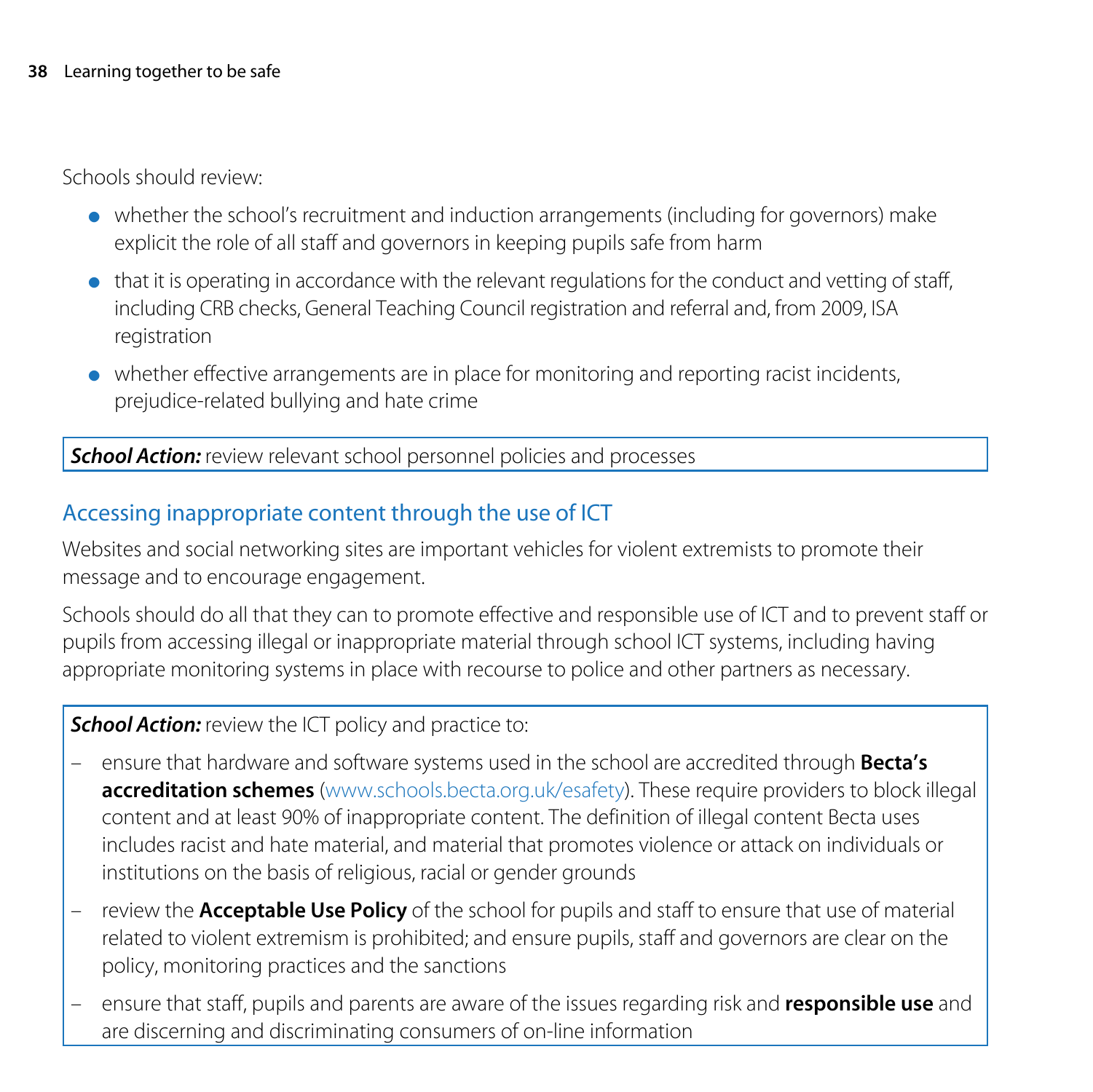Schools should review:

- whether the school's recruitment and induction arrangements (including for governors) make explicit the role of all staff and governors in keeping pupils safe from harm
- that it is operating in accordance with the relevant regulations for the conduct and vetting of staff, including CRB checks, General Teaching Council registration and referral and, from 2009, ISA registration
- whether effective arrangements are in place for monitoring and reporting racist incidents, prejudice-related bullying and hate crime

***School Action:*** review relevant school personnel policies and processes

## Accessing inappropriate content through the use of ICT

Websites and social networking sites are important vehicles for violent extremists to promote their message and to encourage engagement.

Schools should do all that they can to promote effective and responsible use of ICT and to prevent staff or pupils from accessing illegal or inappropriate material through school ICT systems, including having appropriate monitoring systems in place with recourse to police and other partners as necessary.

***School Action:*** review the ICT policy and practice to:

- ensure that hardware and software systems used in the school are accredited through **Becta's accreditation schemes** (www.schools.becta.org.uk/esafety). These require providers to block illegal content and at least 90% of inappropriate content. The definition of illegal content Becta uses includes racist and hate material, and material that promotes violence or attack on individuals or institutions on the basis of religious, racial or gender grounds
- review the **Acceptable Use Policy** of the school for pupils and staff to ensure that use of material related to violent extremism is prohibited; and ensure pupils, staff and governors are clear on the policy, monitoring practices and the sanctions
- ensure that staff, pupils and parents are aware of the issues regarding risk and **responsible use** and are discerning and discriminating consumers of on-line information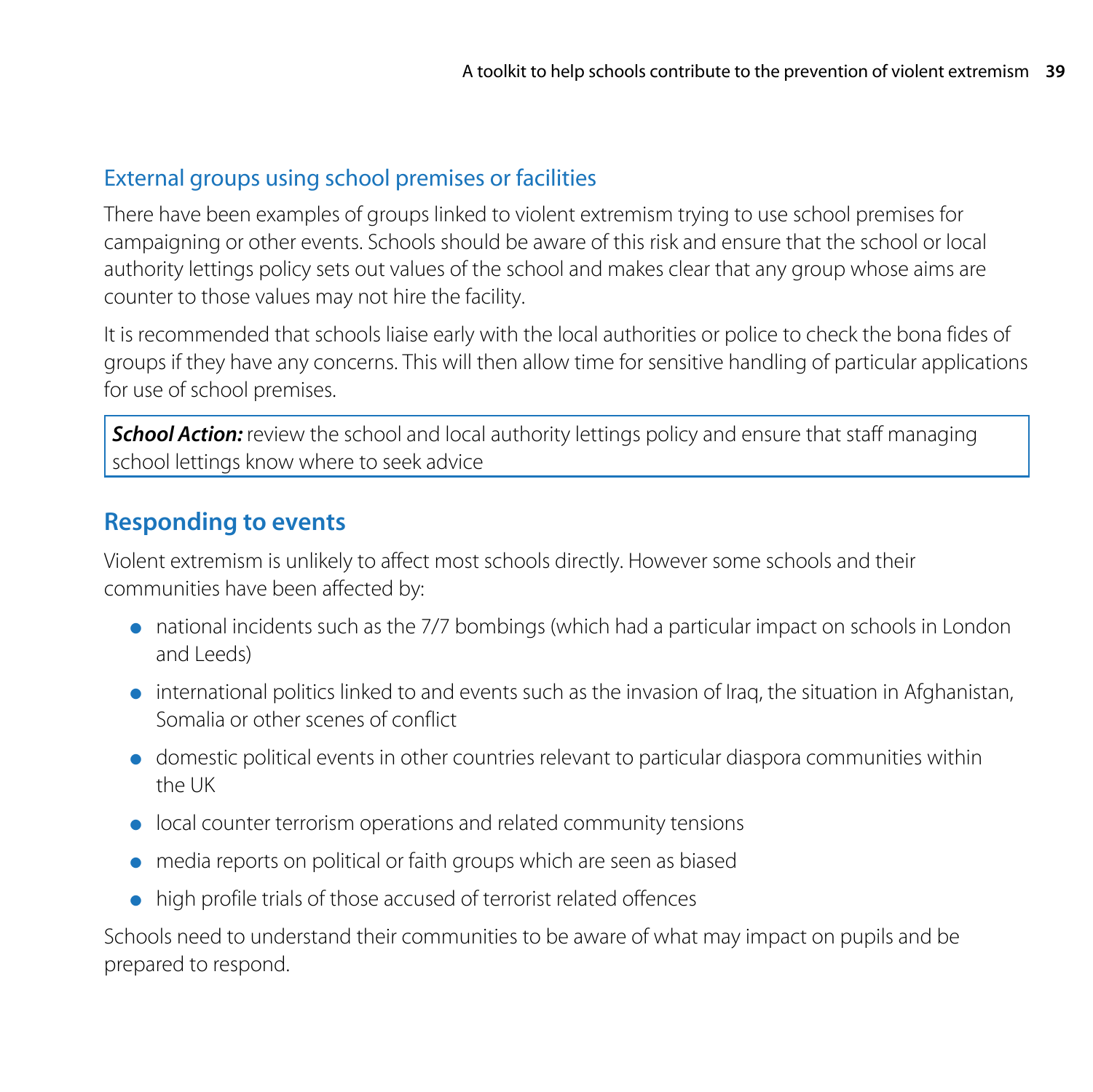### External groups using school premises or facilities

There have been examples of groups linked to violent extremism trying to use school premises for campaigning or other events. Schools should be aware of this risk and ensure that the school or local authority lettings policy sets out values of the school and makes clear that any group whose aims are counter to those values may not hire the facility.

It is recommended that schools liaise early with the local authorities or police to check the bona fides of groups if they have any concerns. This will then allow time for sensitive handling of particular applications for use of school premises.

| ***School Action:*** review the school and local authority lettings policy and ensure that staff managing school lettings know where to seek advice |
|---|

## Responding to events

Violent extremism is unlikely to affect most schools directly. However some schools and their communities have been affected by:

- national incidents such as the 7/7 bombings (which had a particular impact on schools in London and Leeds)
- international politics linked to and events such as the invasion of Iraq, the situation in Afghanistan, Somalia or other scenes of conflict
- domestic political events in other countries relevant to particular diaspora communities within the UK
- local counter terrorism operations and related community tensions
- media reports on political or faith groups which are seen as biased
- high profile trials of those accused of terrorist related offences

Schools need to understand their communities to be aware of what may impact on pupils and be prepared to respond.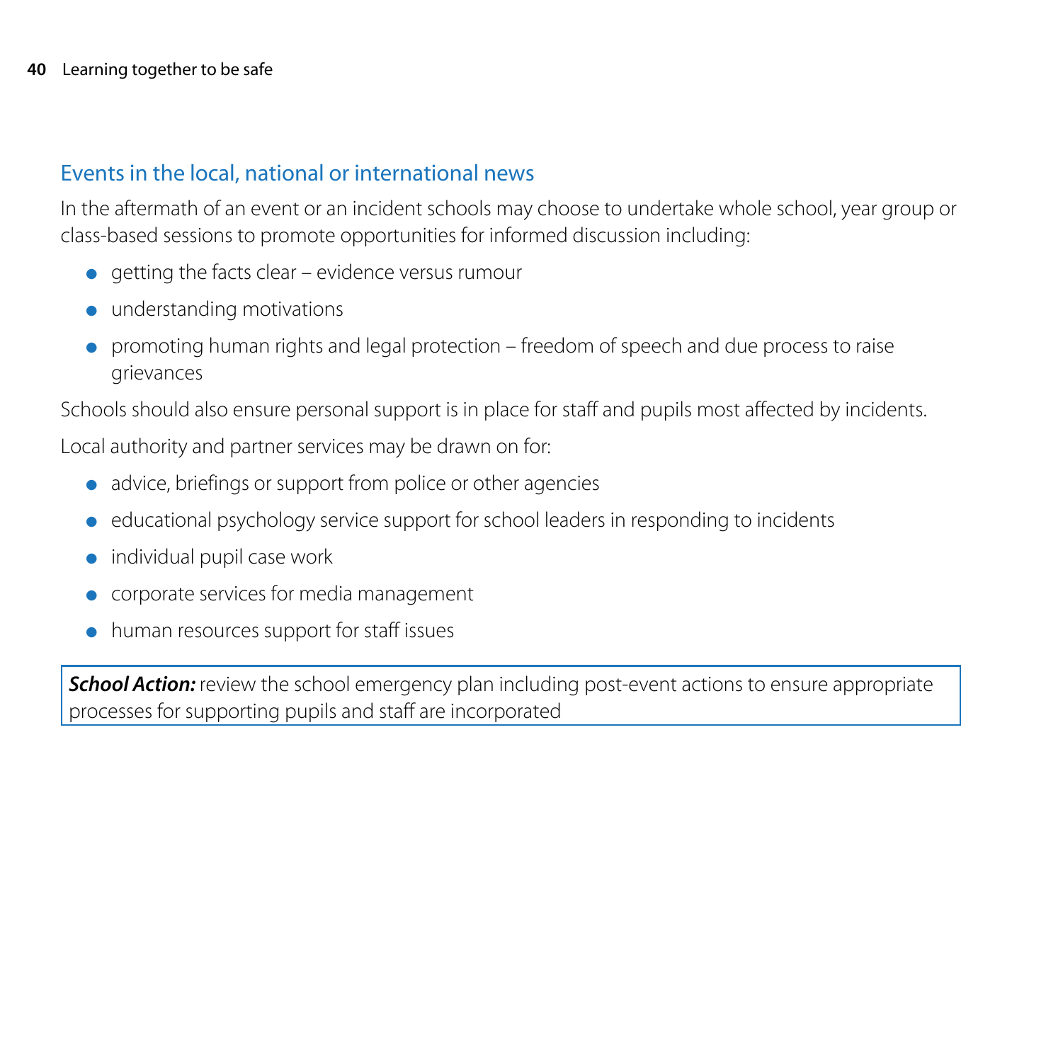## Events in the local, national or international news

In the aftermath of an event or an incident schools may choose to undertake whole school, year group or class-based sessions to promote opportunities for informed discussion including:

- getting the facts clear – evidence versus rumour
- understanding motivations
- promoting human rights and legal protection – freedom of speech and due process to raise grievances

Schools should also ensure personal support is in place for staff and pupils most affected by incidents.

Local authority and partner services may be drawn on for:

- advice, briefings or support from police or other agencies
- educational psychology service support for school leaders in responding to incidents
- individual pupil case work
- corporate services for media management
- human resources support for staff issues

> ***School Action:*** review the school emergency plan including post-event actions to ensure appropriate processes for supporting pupils and staff are incorporated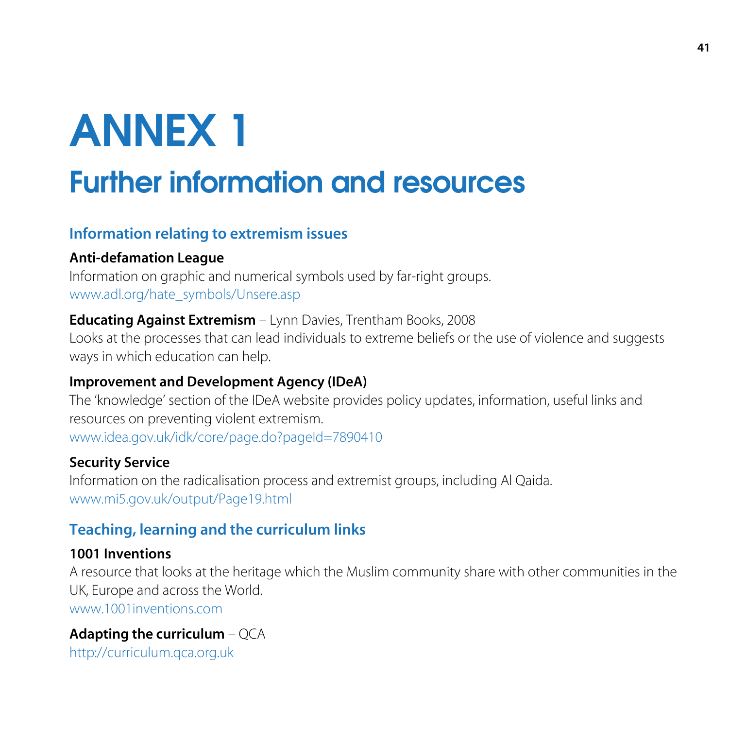# ANNEX 1

## Further information and resources

### Information relating to extremism issues

**Anti-defamation League**
Information on graphic and numerical symbols used by far-right groups.
www.adl.org/hate_symbols/Unsere.asp

**Educating Against Extremism** – Lynn Davies, Trentham Books, 2008
Looks at the processes that can lead individuals to extreme beliefs or the use of violence and suggests ways in which education can help.

**Improvement and Development Agency (IDeA)**
The 'knowledge' section of the IDeA website provides policy updates, information, useful links and resources on preventing violent extremism.
www.idea.gov.uk/idk/core/page.do?pageId=7890410

**Security Service**
Information on the radicalisation process and extremist groups, including Al Qaida.
www.mi5.gov.uk/output/Page19.html

### Teaching, learning and the curriculum links

**1001 Inventions**
A resource that looks at the heritage which the Muslim community share with other communities in the UK, Europe and across the World.
www.1001inventions.com

**Adapting the curriculum** – QCA
http://curriculum.qca.org.uk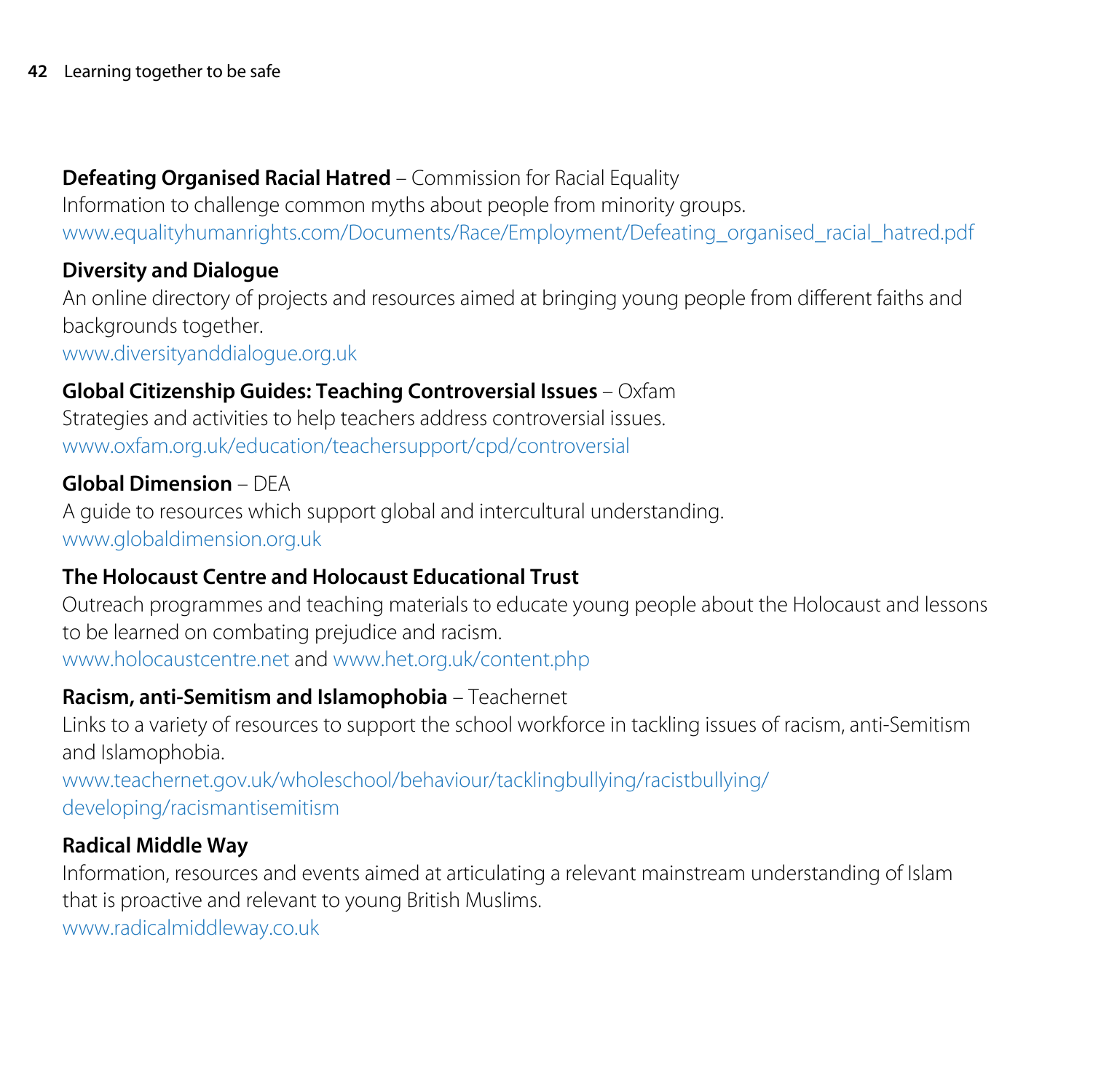**Defeating Organised Racial Hatred** – Commission for Racial Equality
Information to challenge common myths about people from minority groups.
www.equalityhumanrights.com/Documents/Race/Employment/Defeating_organised_racial_hatred.pdf

**Diversity and Dialogue**
An online directory of projects and resources aimed at bringing young people from different faiths and backgrounds together.
www.diversityanddialogue.org.uk

**Global Citizenship Guides: Teaching Controversial Issues** – Oxfam
Strategies and activities to help teachers address controversial issues.
www.oxfam.org.uk/education/teachersupport/cpd/controversial

**Global Dimension** – DEA
A guide to resources which support global and intercultural understanding.
www.globaldimension.org.uk

**The Holocaust Centre and Holocaust Educational Trust**
Outreach programmes and teaching materials to educate young people about the Holocaust and lessons to be learned on combating prejudice and racism.
www.holocaustcentre.net and www.het.org.uk/content.php

**Racism, anti-Semitism and Islamophobia** – Teachernet
Links to a variety of resources to support the school workforce in tackling issues of racism, anti-Semitism and Islamophobia.
www.teachernet.gov.uk/wholeschool/behaviour/tacklingbullying/racistbullying/developing/racismantisemitism

**Radical Middle Way**
Information, resources and events aimed at articulating a relevant mainstream understanding of Islam that is proactive and relevant to young British Muslims.
www.radicalmiddleway.co.uk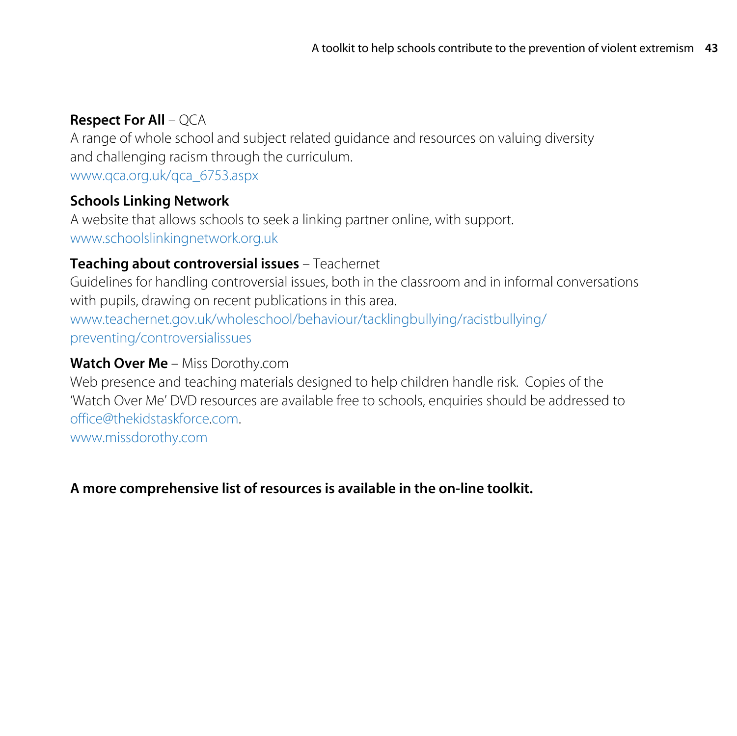**Respect For All** – QCA
A range of whole school and subject related guidance and resources on valuing diversity and challenging racism through the curriculum.
www.qca.org.uk/qca_6753.aspx

**Schools Linking Network**
A website that allows schools to seek a linking partner online, with support.
www.schoolslinkingnetwork.org.uk

**Teaching about controversial issues** – Teachernet
Guidelines for handling controversial issues, both in the classroom and in informal conversations with pupils, drawing on recent publications in this area.
www.teachernet.gov.uk/wholeschool/behaviour/tacklingbullying/racistbullying/preventing/controversialissues

**Watch Over Me** – Miss Dorothy.com
Web presence and teaching materials designed to help children handle risk. Copies of the 'Watch Over Me' DVD resources are available free to schools, enquiries should be addressed to office@thekidstaskforce.com.
www.missdorothy.com

**A more comprehensive list of resources is available in the on-line toolkit.**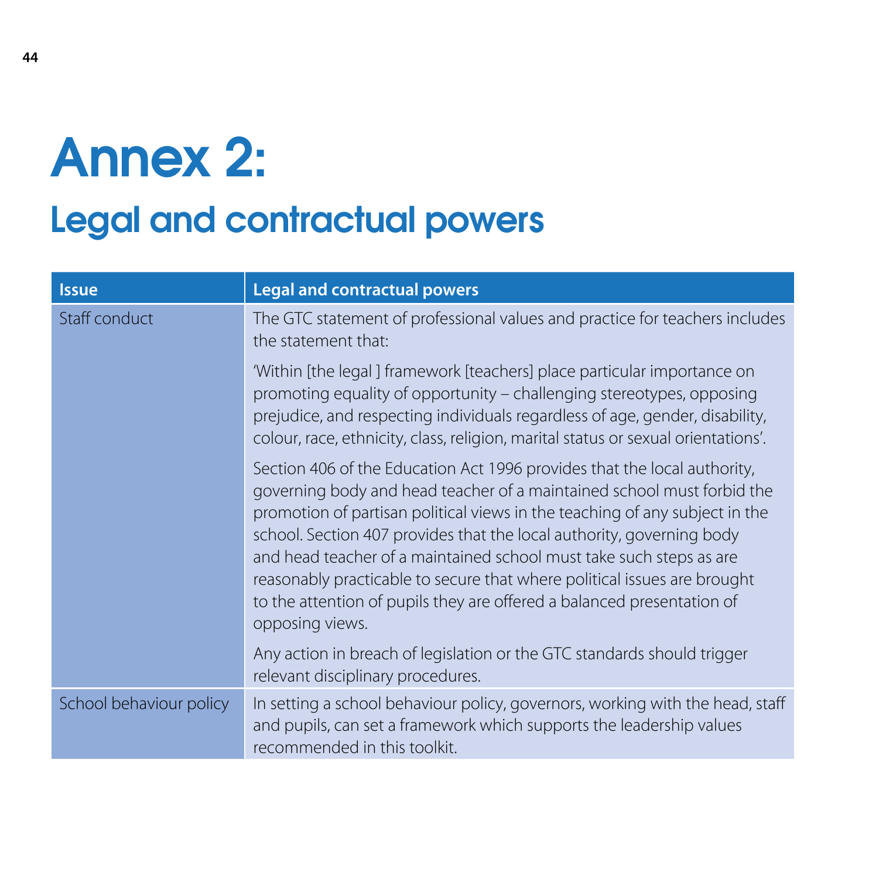# Annex 2:

## Legal and contractual powers

| Issue | Legal and contractual powers |
| --- | --- |
| Staff conduct | The GTC statement of professional values and practice for teachers includes the statement that:<br><br>'Within [the legal ] framework [teachers] place particular importance on promoting equality of opportunity – challenging stereotypes, opposing prejudice, and respecting individuals regardless of age, gender, disability, colour, race, ethnicity, class, religion, marital status or sexual orientations'.<br><br>Section 406 of the Education Act 1996 provides that the local authority, governing body and head teacher of a maintained school must forbid the promotion of partisan political views in the teaching of any subject in the school. Section 407 provides that the local authority, governing body and head teacher of a maintained school must take such steps as are reasonably practicable to secure that where political issues are brought to the attention of pupils they are offered a balanced presentation of opposing views.<br><br>Any action in breach of legislation or the GTC standards should trigger relevant disciplinary procedures. |
| School behaviour policy | In setting a school behaviour policy, governors, working with the head, staff and pupils, can set a framework which supports the leadership values recommended in this toolkit. |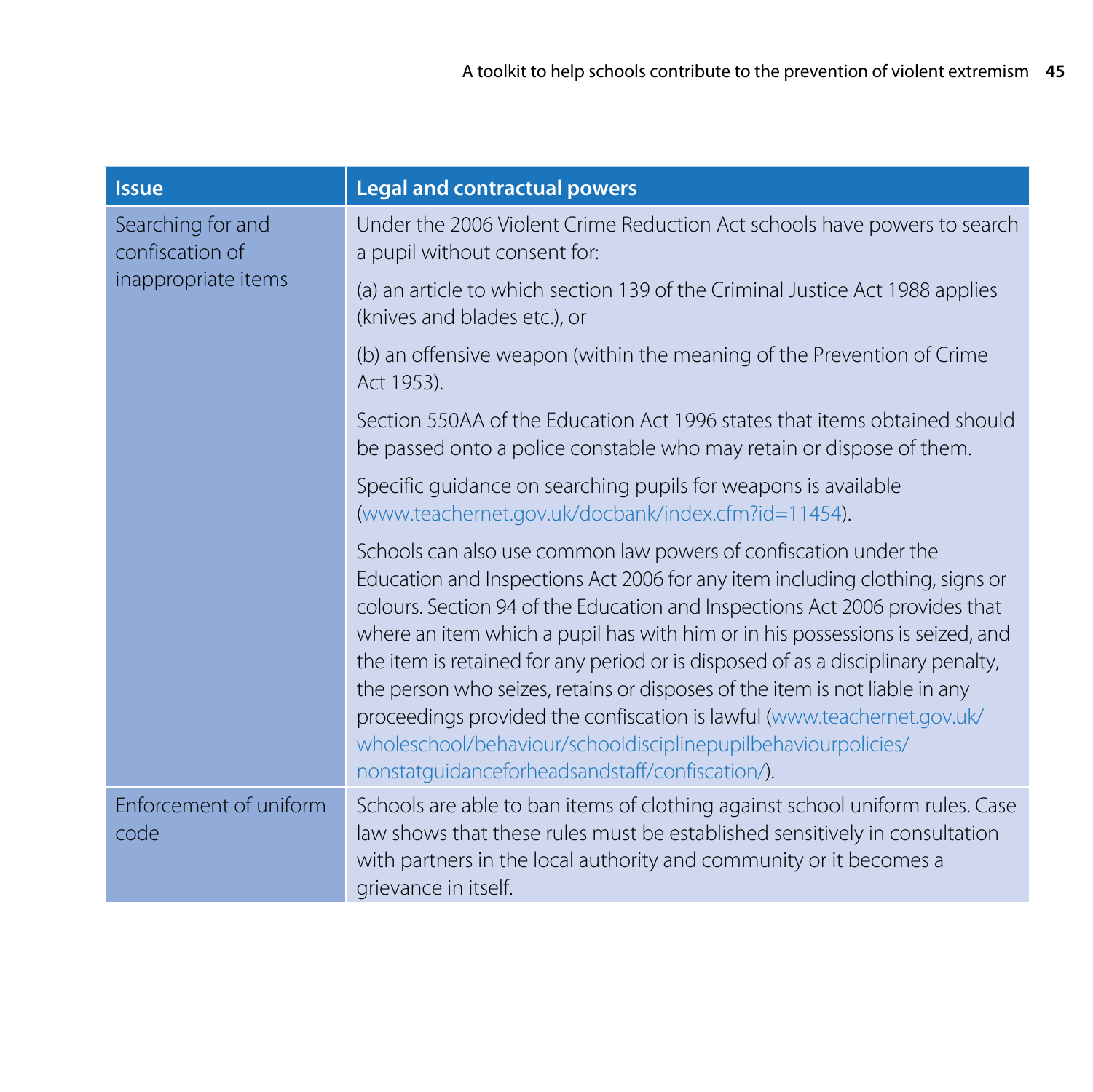| Issue | Legal and contractual powers |
|---|---|
| Searching for and confiscation of inappropriate items | Under the 2006 Violent Crime Reduction Act schools have powers to search a pupil without consent for:<br><br>(a) an article to which section 139 of the Criminal Justice Act 1988 applies (knives and blades etc.), or<br><br>(b) an offensive weapon (within the meaning of the Prevention of Crime Act 1953).<br><br>Section 550AA of the Education Act 1996 states that items obtained should be passed onto a police constable who may retain or dispose of them.<br><br>Specific guidance on searching pupils for weapons is available (www.teachernet.gov.uk/docbank/index.cfm?id=11454).<br><br>Schools can also use common law powers of confiscation under the Education and Inspections Act 2006 for any item including clothing, signs or colours. Section 94 of the Education and Inspections Act 2006 provides that where an item which a pupil has with him or in his possessions is seized, and the item is retained for any period or is disposed of as a disciplinary penalty, the person who seizes, retains or disposes of the item is not liable in any proceedings provided the confiscation is lawful (www.teachernet.gov.uk/wholeschool/behaviour/schooldisciplinepupilbehaviourpolicies/nonstatguidanceforheadsandstaff/confiscation/). |
| Enforcement of uniform code | Schools are able to ban items of clothing against school uniform rules. Case law shows that these rules must be established sensitively in consultation with partners in the local authority and community or it becomes a grievance in itself. |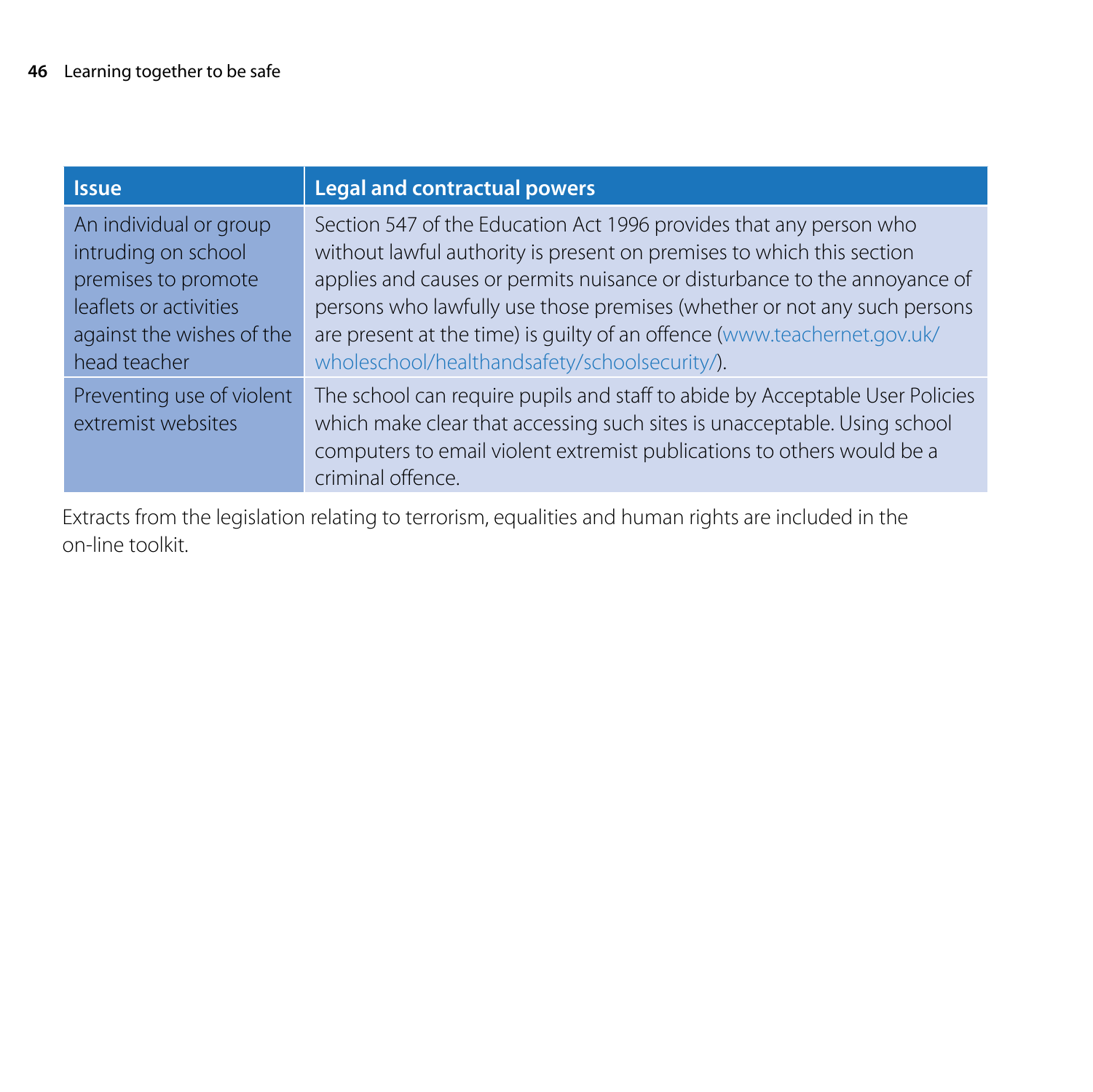| Issue | Legal and contractual powers |
|---|---|
| An individual or group intruding on school premises to promote leaflets or activities against the wishes of the head teacher | Section 547 of the Education Act 1996 provides that any person who without lawful authority is present on premises to which this section applies and causes or permits nuisance or disturbance to the annoyance of persons who lawfully use those premises (whether or not any such persons are present at the time) is guilty of an offence (www.teachernet.gov.uk/wholeschool/healthandsafety/schoolsecurity/). |
| Preventing use of violent extremist websites | The school can require pupils and staff to abide by Acceptable User Policies which make clear that accessing such sites is unacceptable. Using school computers to email violent extremist publications to others would be a criminal offence. |

Extracts from the legislation relating to terrorism, equalities and human rights are included in the on-line toolkit.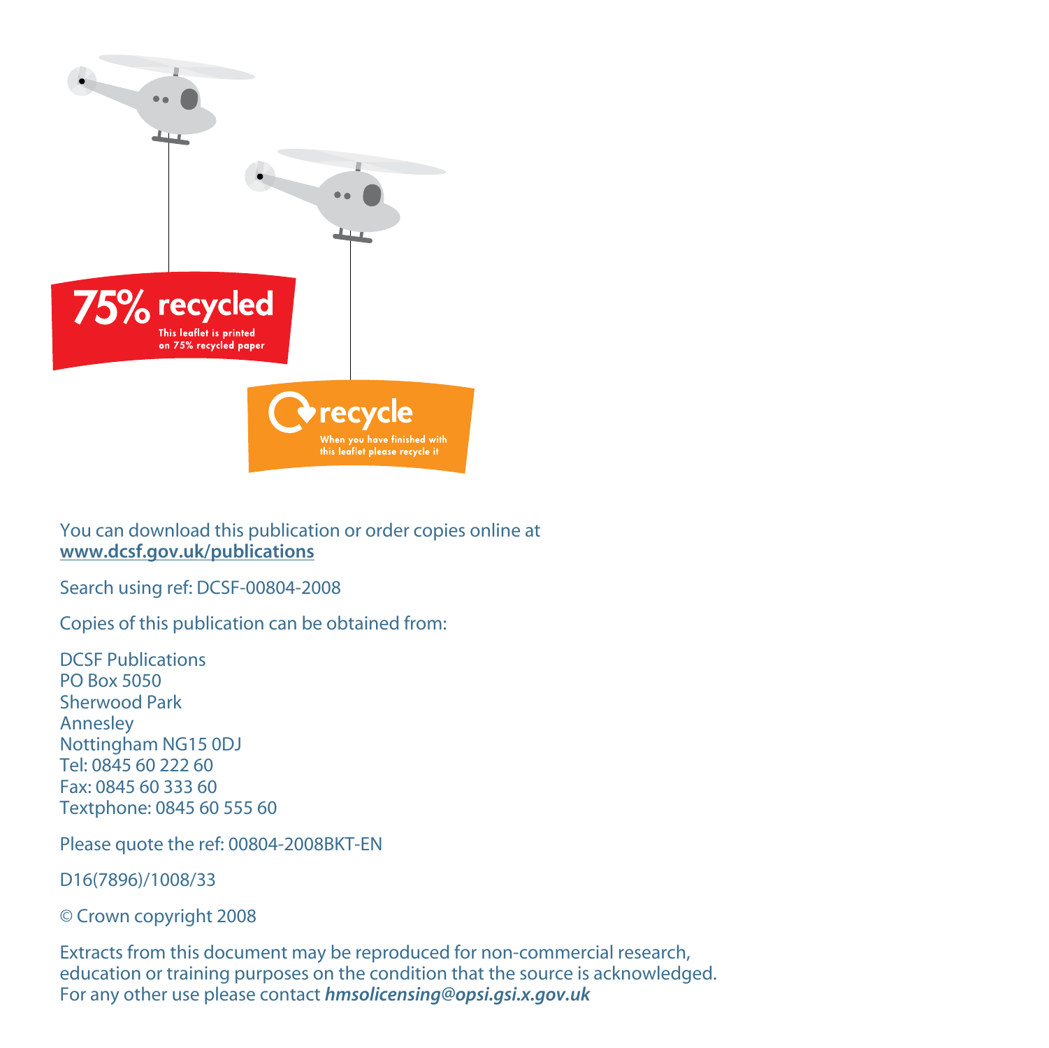**75% recycled**

This leaflet is printed on 75% recycled paper

**recycle**

When you have finished with this leaflet please recycle it

You can download this publication or order copies online at
**www.dcsf.gov.uk/publications**

Search using ref: DCSF-00804-2008

Copies of this publication can be obtained from:

DCSF Publications
PO Box 5050
Sherwood Park
Annesley
Nottingham NG15 0DJ
Tel: 0845 60 222 60
Fax: 0845 60 333 60
Textphone: 0845 60 555 60

Please quote the ref: 00804-2008BKT-EN

D16(7896)/1008/33

© Crown copyright 2008

Extracts from this document may be reproduced for non-commercial research, education or training purposes on the condition that the source is acknowledged. For any other use please contact ***hmsolicensing@opsi.gsi.x.gov.uk***